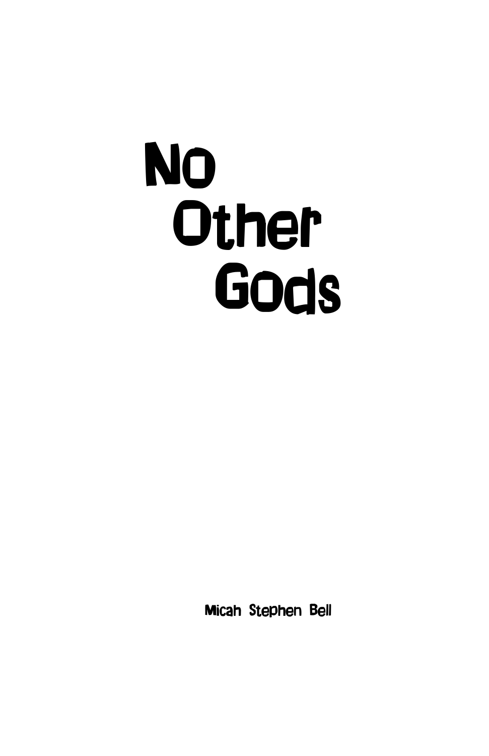# No Other Gods

Micah Stephen Bell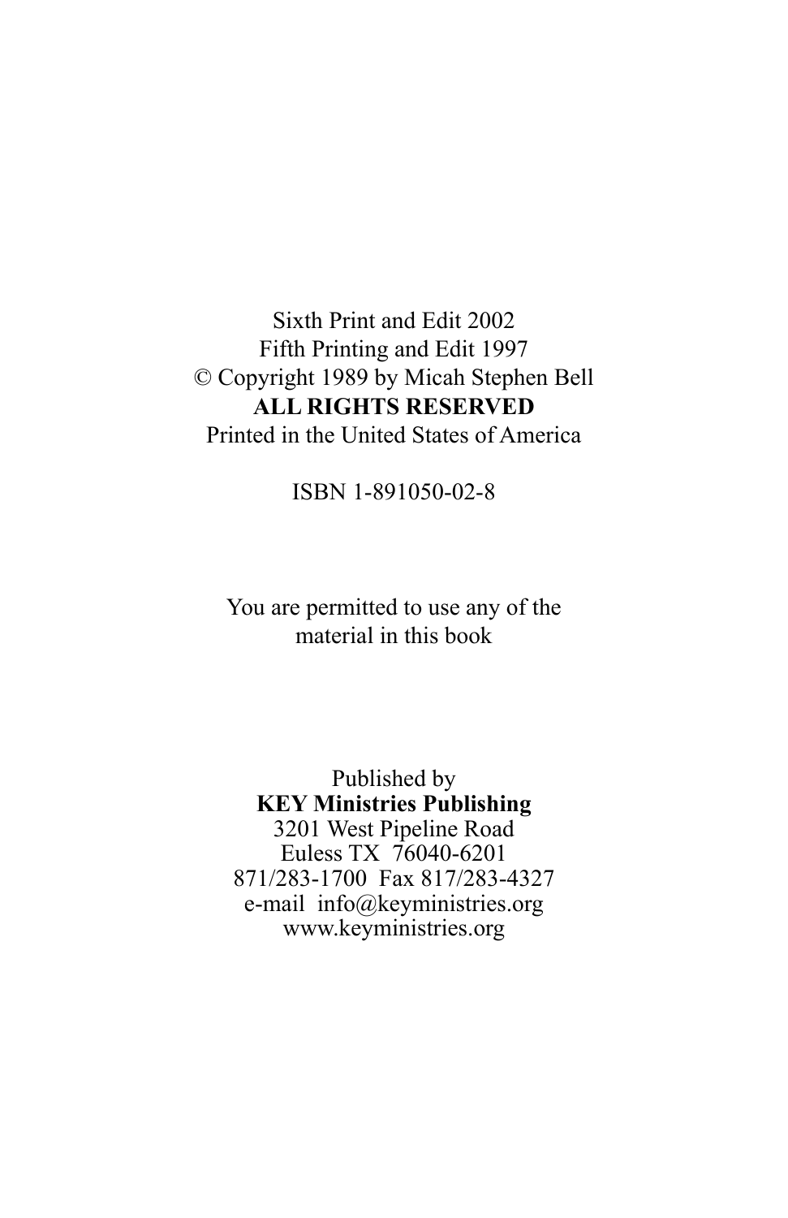Sixth Print and Edit 2002
Fifth Printing and Edit 1997
© Copyright 1989 by Micah Stephen Bell
**ALL RIGHTS RESERVED**
Printed in the United States of America

ISBN 1-891050-02-8

You are permitted to use any of the material in this book

Published by
**KEY Ministries Publishing**
3201 West Pipeline Road
Euless TX 76040-6201
871/283-1700 Fax 817/283-4327
e-mail info@keyministries.org
www.keyministries.org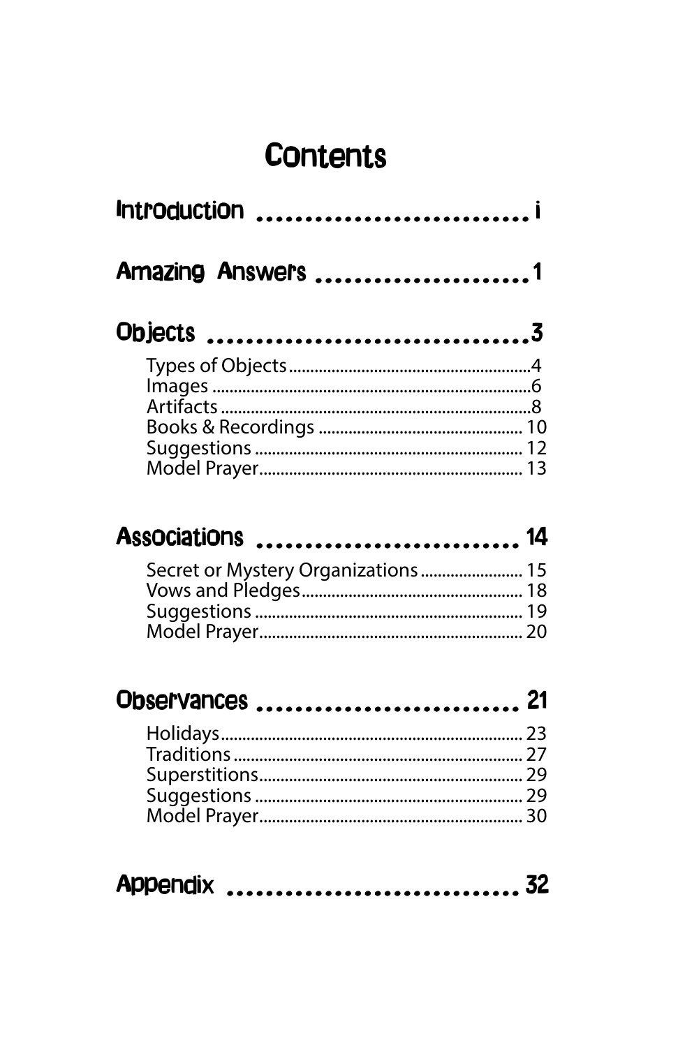# Contents

**Introduction** ........................... i

**Amazing Answers** ....................... 1

**Objects** ................................... 3

- Types of Objects ........................................ 4
- Images ........................................ 6
- Artifacts ........................................ 8
- Books & Recordings ........................................ 10
- Suggestions ........................................ 12
- Model Prayer ........................................ 13

**Associations** ........................... 14

- Secret or Mystery Organizations ........................ 15
- Vows and Pledges ........................................ 18
- Suggestions ........................................ 19
- Model Prayer ........................................ 20

**Observances** ........................... 21

- Holidays ........................................ 23
- Traditions ........................................ 27
- Superstitions ........................................ 29
- Suggestions ........................................ 29
- Model Prayer ........................................ 30

**Appendix** ............................... 32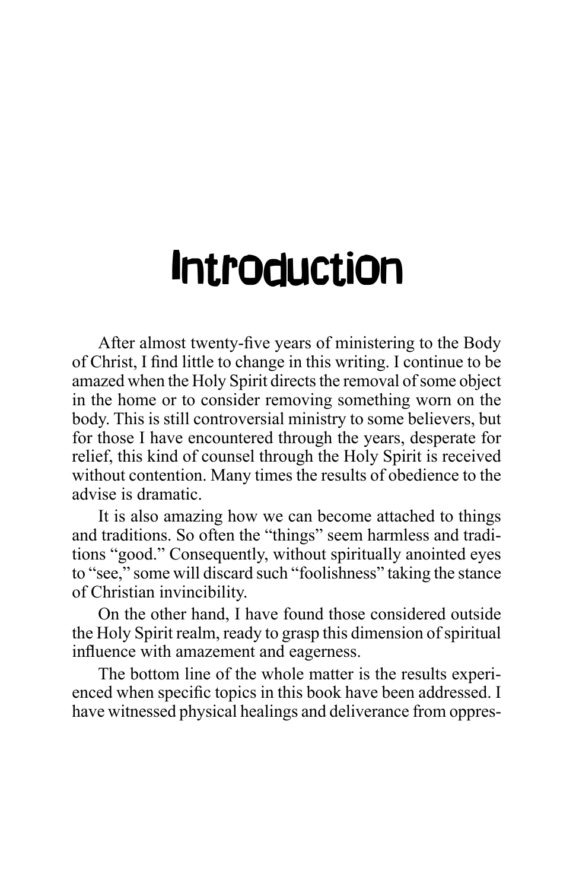# Introduction

After almost twenty-five years of ministering to the Body of Christ, I find little to change in this writing. I continue to be amazed when the Holy Spirit directs the removal of some object in the home or to consider removing something worn on the body. This is still controversial ministry to some believers, but for those I have encountered through the years, desperate for relief, this kind of counsel through the Holy Spirit is received without contention. Many times the results of obedience to the advise is dramatic.

It is also amazing how we can become attached to things and traditions. So often the "things" seem harmless and traditions "good." Consequently, without spiritually anointed eyes to "see," some will discard such "foolishness" taking the stance of Christian invincibility.

On the other hand, I have found those considered outside the Holy Spirit realm, ready to grasp this dimension of spiritual influence with amazement and eagerness.

The bottom line of the whole matter is the results experienced when specific topics in this book have been addressed. I have witnessed physical healings and deliverance from oppres-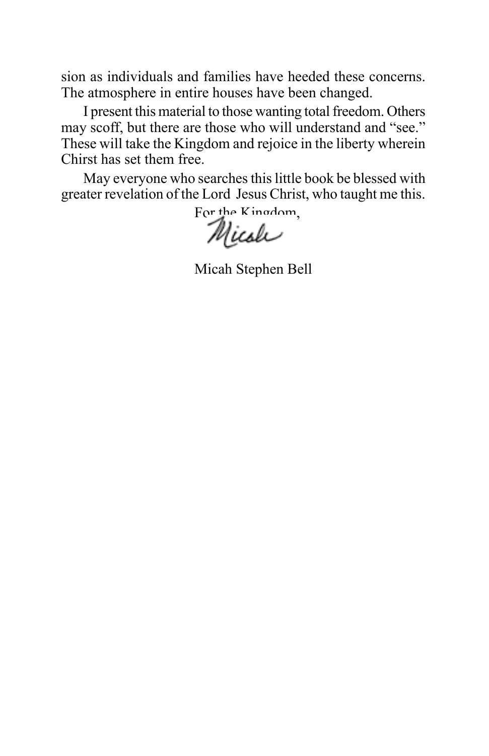sion as individuals and families have heeded these concerns. The atmosphere in entire houses have been changed.

I present this material to those wanting total freedom. Others may scoff, but there are those who will understand and "see." These will take the Kingdom and rejoice in the liberty wherein Chirst has set them free.

May everyone who searches this little book be blessed with greater revelation of the Lord Jesus Christ, who taught me this.

For the Kingdom,

Micah

Micah Stephen Bell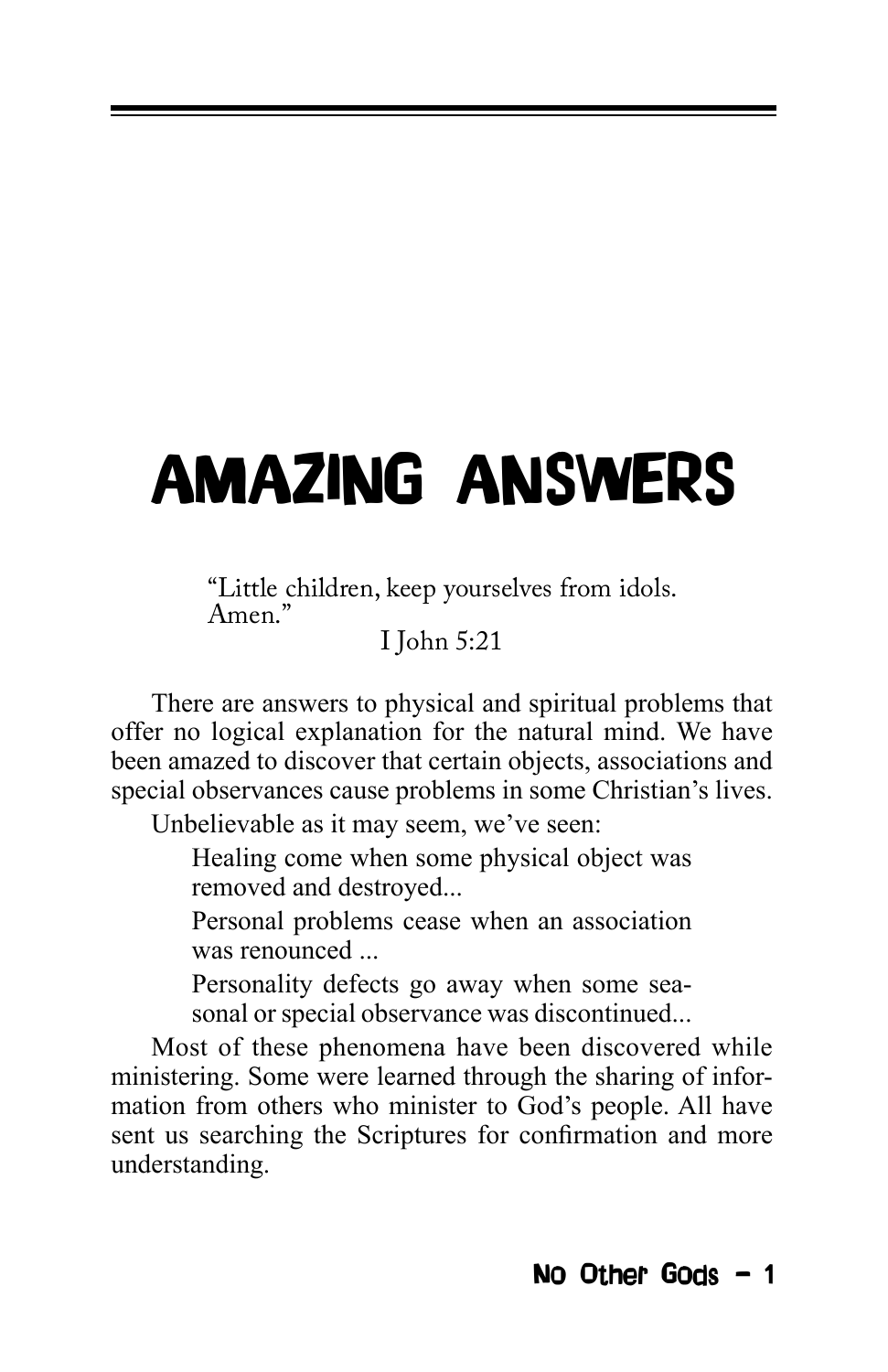# AMAZING ANSWERS

> "Little children, keep yourselves from idols. Amen."
>
> I John 5:21

There are answers to physical and spiritual problems that offer no logical explanation for the natural mind. We have been amazed to discover that certain objects, associations and special observances cause problems in some Christian's lives.

Unbelievable as it may seem, we've seen:

> Healing come when some physical object was removed and destroyed...
>
> Personal problems cease when an association was renounced ...
>
> Personality defects go away when some seasonal or special observance was discontinued...

Most of these phenomena have been discovered while ministering. Some were learned through the sharing of information from others who minister to God's people. All have sent us searching the Scriptures for confirmation and more understanding.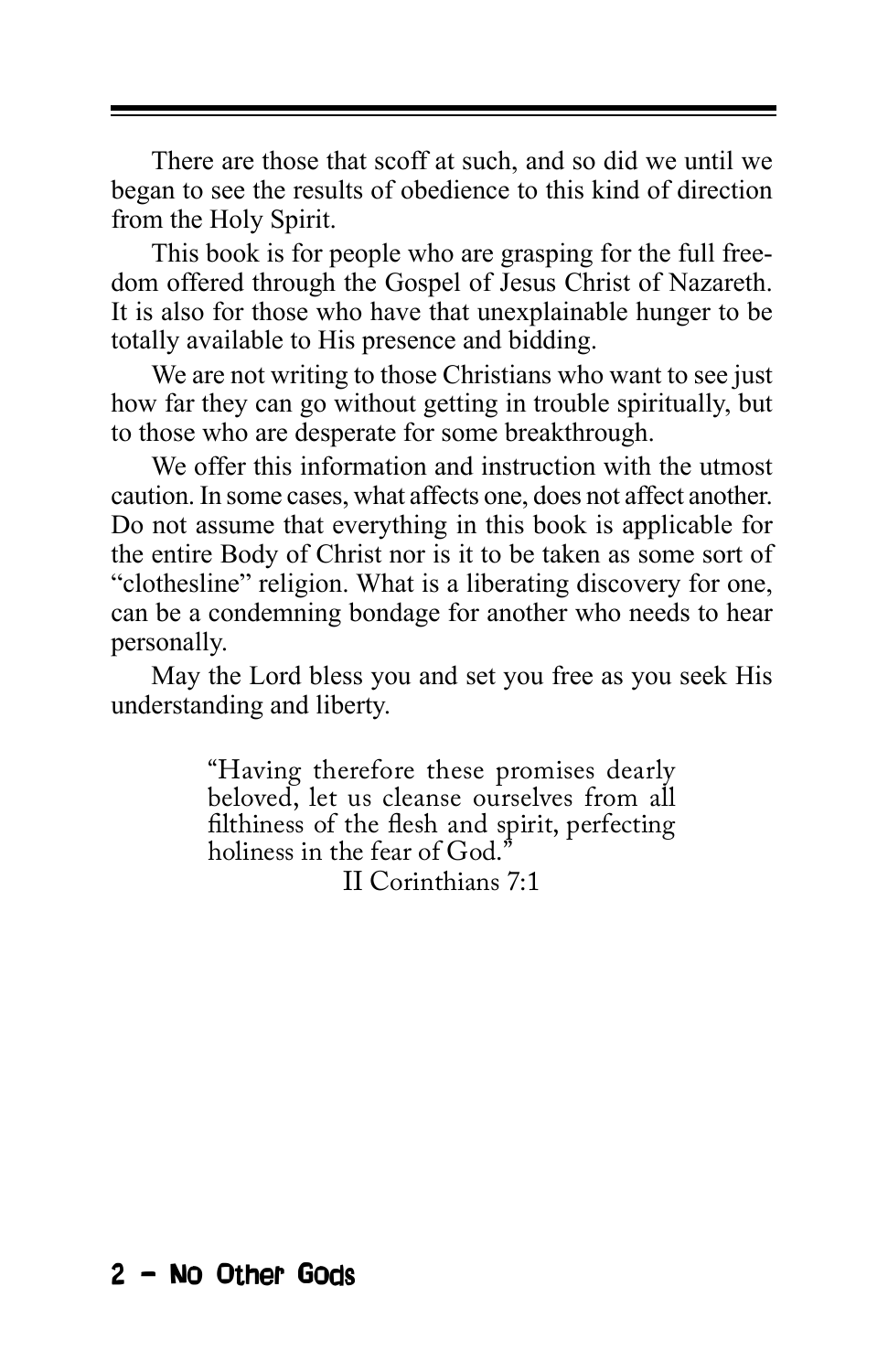There are those that scoff at such, and so did we until we began to see the results of obedience to this kind of direction from the Holy Spirit.

This book is for people who are grasping for the full freedom offered through the Gospel of Jesus Christ of Nazareth. It is also for those who have that unexplainable hunger to be totally available to His presence and bidding.

We are not writing to those Christians who want to see just how far they can go without getting in trouble spiritually, but to those who are desperate for some breakthrough.

We offer this information and instruction with the utmost caution. In some cases, what affects one, does not affect another. Do not assume that everything in this book is applicable for the entire Body of Christ nor is it to be taken as some sort of "clothesline" religion. What is a liberating discovery for one, can be a condemning bondage for another who needs to hear personally.

May the Lord bless you and set you free as you seek His understanding and liberty.

> "Having therefore these promises dearly beloved, let us cleanse ourselves from all filthiness of the flesh and spirit, perfecting holiness in the fear of God."
>
> II Corinthians 7:1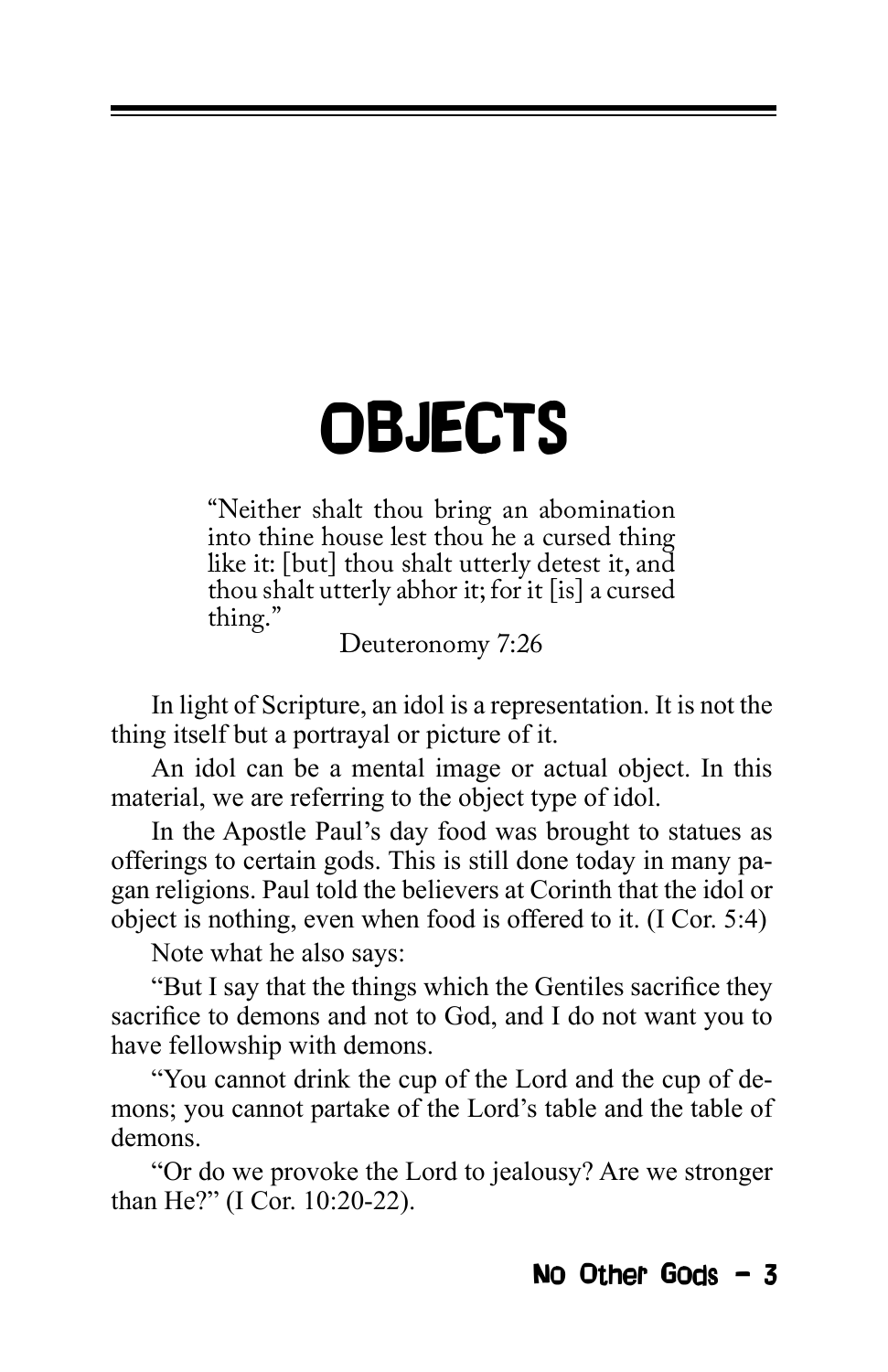# OBJECTS

> "Neither shalt thou bring an abomination into thine house lest thou he a cursed thing like it: [but] thou shalt utterly detest it, and thou shalt utterly abhor it; for it [is] a cursed thing."
>
> Deuteronomy 7:26

In light of Scripture, an idol is a representation. It is not the thing itself but a portrayal or picture of it.

An idol can be a mental image or actual object. In this material, we are referring to the object type of idol.

In the Apostle Paul's day food was brought to statues as offerings to certain gods. This is still done today in many pagan religions. Paul told the believers at Corinth that the idol or object is nothing, even when food is offered to it. (I Cor. 5:4)

Note what he also says:

"But I say that the things which the Gentiles sacrifice they sacrifice to demons and not to God, and I do not want you to have fellowship with demons.

"You cannot drink the cup of the Lord and the cup of demons; you cannot partake of the Lord's table and the table of demons.

"Or do we provoke the Lord to jealousy? Are we stronger than He?" (I Cor. 10:20-22).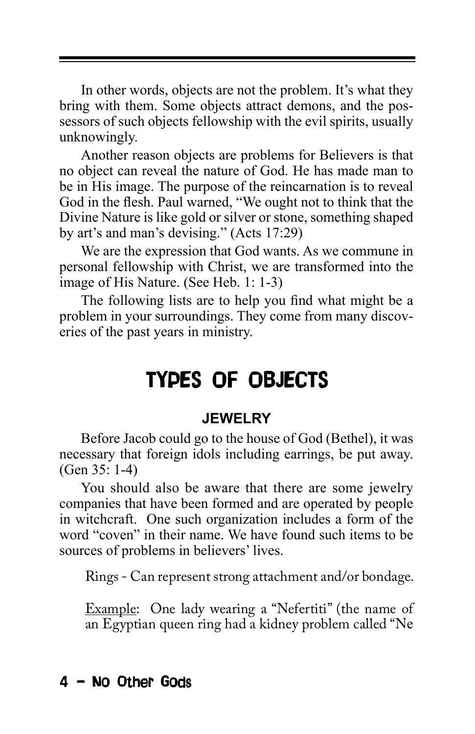In other words, objects are not the problem. It's what they bring with them. Some objects attract demons, and the possessors of such objects fellowship with the evil spirits, usually unknowingly.

Another reason objects are problems for Believers is that no object can reveal the nature of God. He has made man to be in His image. The purpose of the reincarnation is to reveal God in the flesh. Paul warned, "We ought not to think that the Divine Nature is like gold or silver or stone, something shaped by art's and man's devising." (Acts 17:29)

We are the expression that God wants. As we commune in personal fellowship with Christ, we are transformed into the image of His Nature. (See Heb. 1: 1-3)

The following lists are to help you find what might be a problem in your surroundings. They come from many discoveries of the past years in ministry.

# TYPES OF OBJECTS

### JEWELRY

Before Jacob could go to the house of God (Bethel), it was necessary that foreign idols including earrings, be put away. (Gen 35: 1-4)

You should also be aware that there are some jewelry companies that have been formed and are operated by people in witchcraft. One such organization includes a form of the word "coven" in their name. We have found such items to be sources of problems in believers' lives.

Rings - Can represent strong attachment and/or bondage.

Example: One lady wearing a "Nefertiti" (the name of an Egyptian queen ring had a kidney problem called "Ne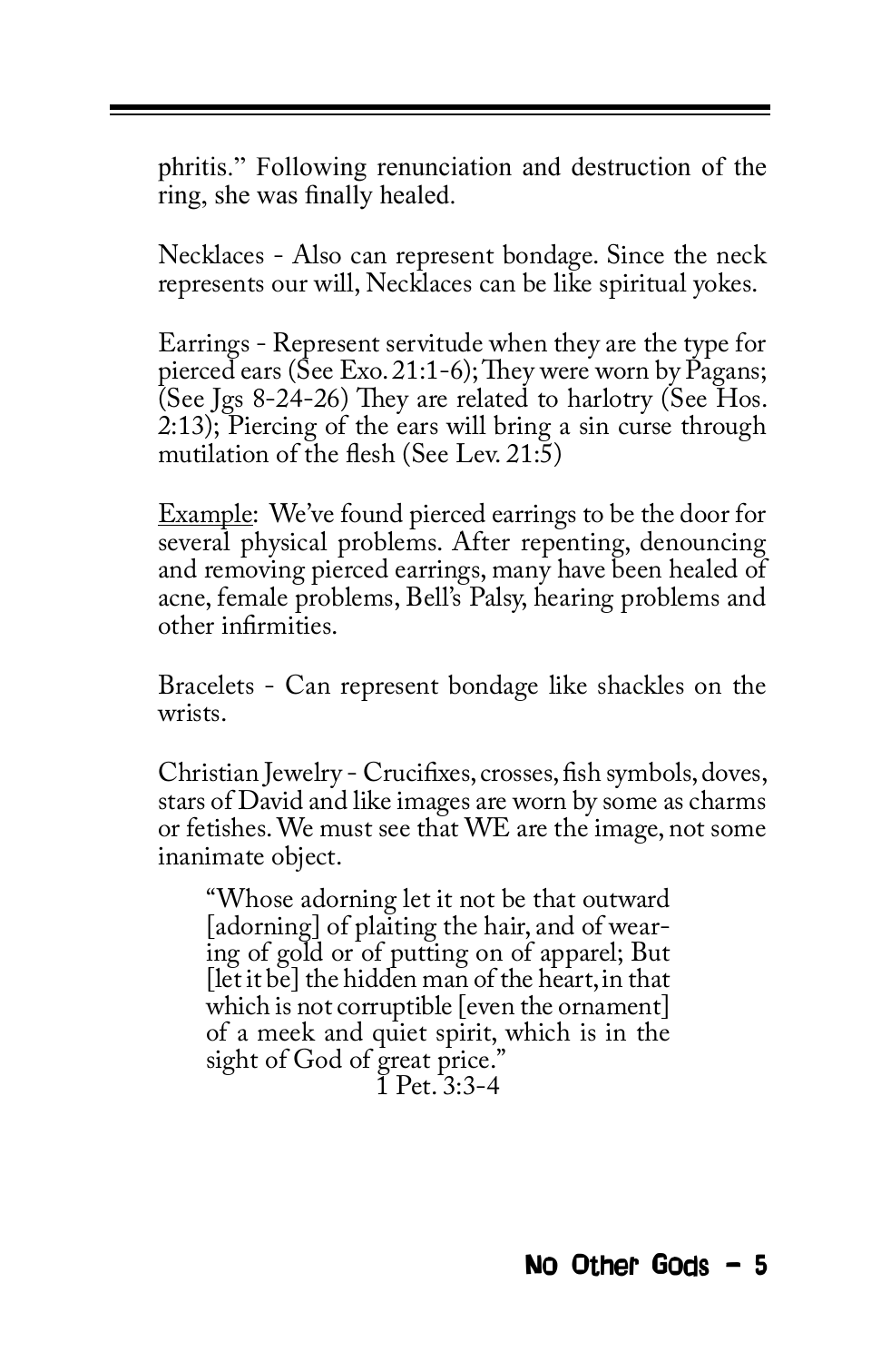phritis." Following renunciation and destruction of the ring, she was finally healed.

Necklaces - Also can represent bondage. Since the neck represents our will, Necklaces can be like spiritual yokes.

Earrings - Represent servitude when they are the type for pierced ears (See Exo. 21:1-6); They were worn by Pagans; (See Jgs 8-24-26) They are related to harlotry (See Hos. 2:13); Piercing of the ears will bring a sin curse through mutilation of the flesh (See Lev. 21:5)

<u>Example</u>: We've found pierced earrings to be the door for several physical problems. After repenting, denouncing and removing pierced earrings, many have been healed of acne, female problems, Bell's Palsy, hearing problems and other infirmities.

Bracelets - Can represent bondage like shackles on the wrists.

Christian Jewelry - Crucifixes, crosses, fish symbols, doves, stars of David and like images are worn by some as charms or fetishes. We must see that WE are the image, not some inanimate object.

> "Whose adorning let it not be that outward [adorning] of plaiting the hair, and of wearing of gold or of putting on of apparel; But [let it be] the hidden man of the heart, in that which is not corruptible [even the ornament] of a meek and quiet spirit, which is in the sight of God of great price."
>
> 1 Pet. 3:3-4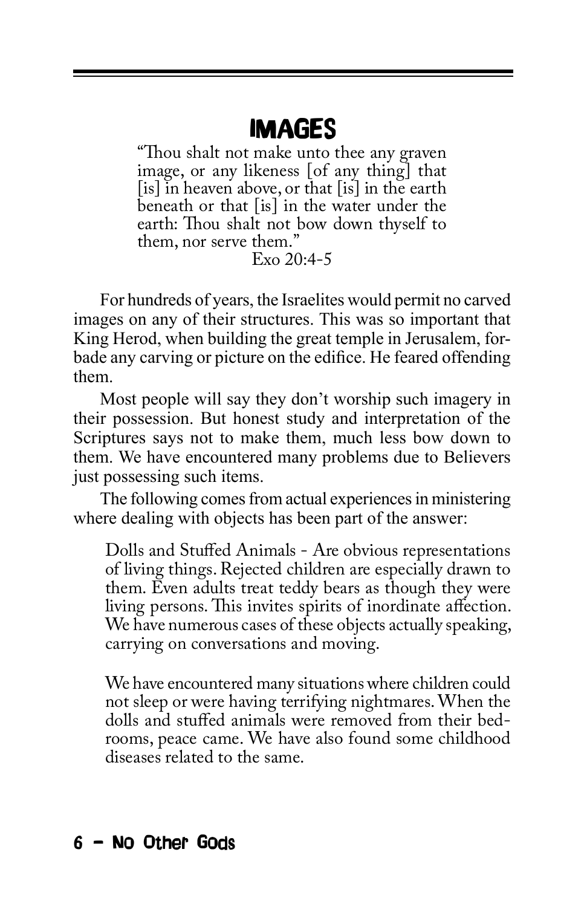## IMAGES

> "Thou shalt not make unto thee any graven image, or any likeness [of any thing] that [is] in heaven above, or that [is] in the earth beneath or that [is] in the water under the earth: Thou shalt not bow down thyself to them, nor serve them."
>
> Exo 20:4-5

For hundreds of years, the Israelites would permit no carved images on any of their structures. This was so important that King Herod, when building the great temple in Jerusalem, forbade any carving or picture on the edifice. He feared offending them.

Most people will say they don't worship such imagery in their possession. But honest study and interpretation of the Scriptures says not to make them, much less bow down to them. We have encountered many problems due to Believers just possessing such items.

The following comes from actual experiences in ministering where dealing with objects has been part of the answer:

> Dolls and Stuffed Animals - Are obvious representations of living things. Rejected children are especially drawn to them. Even adults treat teddy bears as though they were living persons. This invites spirits of inordinate affection. We have numerous cases of these objects actually speaking, carrying on conversations and moving.
>
> We have encountered many situations where children could not sleep or were having terrifying nightmares. When the dolls and stuffed animals were removed from their bedrooms, peace came. We have also found some childhood diseases related to the same.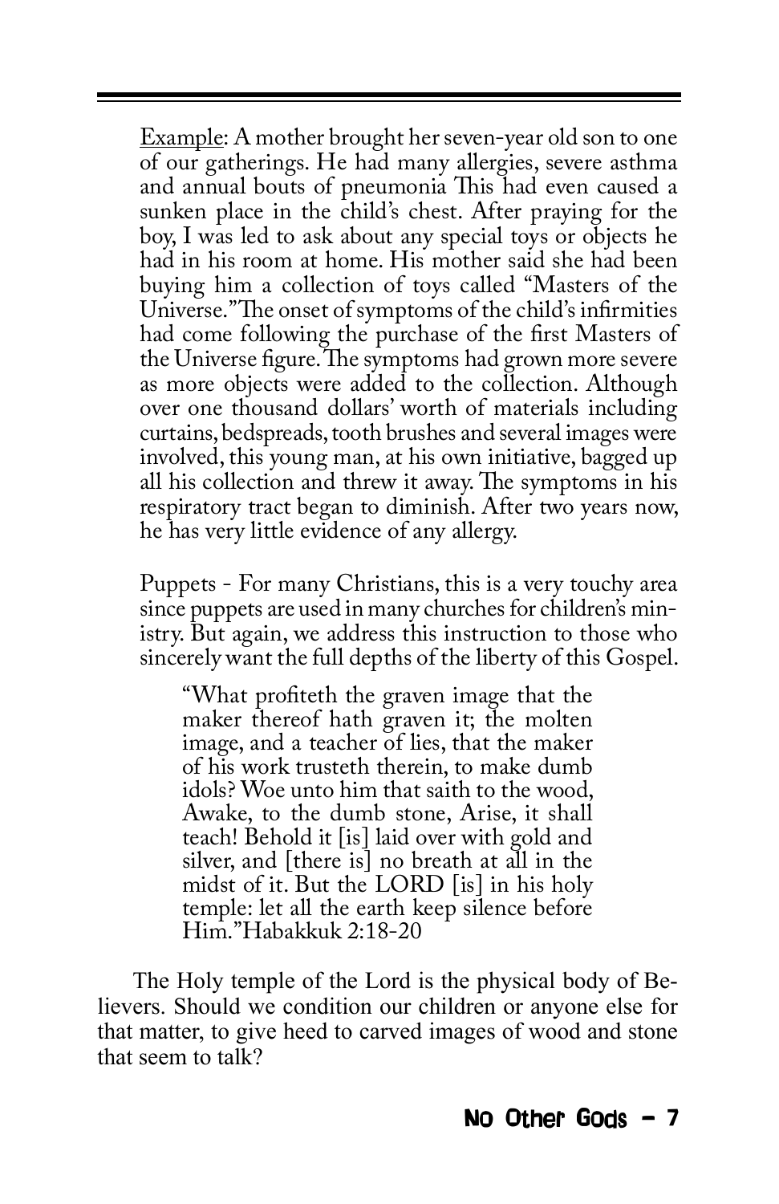Example: A mother brought her seven-year old son to one of our gatherings. He had many allergies, severe asthma and annual bouts of pneumonia This had even caused a sunken place in the child's chest. After praying for the boy, I was led to ask about any special toys or objects he had in his room at home. His mother said she had been buying him a collection of toys called "Masters of the Universe."The onset of symptoms of the child's infirmities had come following the purchase of the first Masters of the Universe figure. The symptoms had grown more severe as more objects were added to the collection. Although over one thousand dollars' worth of materials including curtains, bedspreads, tooth brushes and several images were involved, this young man, at his own initiative, bagged up all his collection and threw it away. The symptoms in his respiratory tract began to diminish. After two years now, he has very little evidence of any allergy.

Puppets - For many Christians, this is a very touchy area since puppets are used in many churches for children's ministry. But again, we address this instruction to those who sincerely want the full depths of the liberty of this Gospel.

> "What profiteth the graven image that the maker thereof hath graven it; the molten image, and a teacher of lies, that the maker of his work trusteth therein, to make dumb idols? Woe unto him that saith to the wood, Awake, to the dumb stone, Arise, it shall teach! Behold it [is] laid over with gold and silver, and [there is] no breath at all in the midst of it. But the LORD [is] in his holy temple: let all the earth keep silence before Him."Habakkuk 2:18-20

The Holy temple of the Lord is the physical body of Believers. Should we condition our children or anyone else for that matter, to give heed to carved images of wood and stone that seem to talk?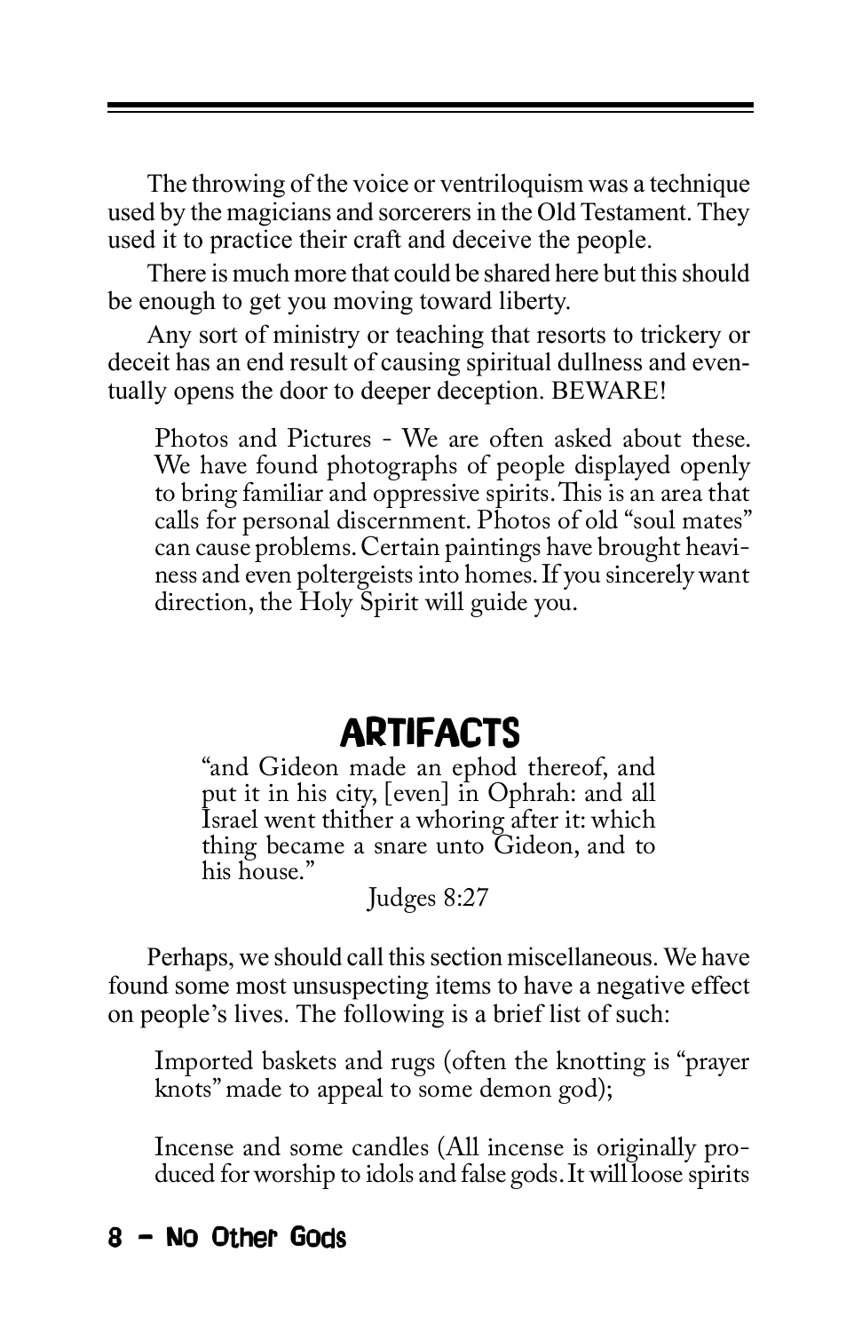The throwing of the voice or ventriloquism was a technique used by the magicians and sorcerers in the Old Testament. They used it to practice their craft and deceive the people.

There is much more that could be shared here but this should be enough to get you moving toward liberty.

Any sort of ministry or teaching that resorts to trickery or deceit has an end result of causing spiritual dullness and eventually opens the door to deeper deception. BEWARE!

> Photos and Pictures - We are often asked about these. We have found photographs of people displayed openly to bring familiar and oppressive spirits. This is an area that calls for personal discernment. Photos of old "soul mates" can cause problems. Certain paintings have brought heaviness and even poltergeists into homes. If you sincerely want direction, the Holy Spirit will guide you.

## ARTIFACTS

> "and Gideon made an ephod thereof, and put it in his city, [even] in Ophrah: and all Israel went thither a whoring after it: which thing became a snare unto Gideon, and to his house."
>
> Judges 8:27

Perhaps, we should call this section miscellaneous. We have found some most unsuspecting items to have a negative effect on people's lives. The following is a brief list of such:

> Imported baskets and rugs (often the knotting is "prayer knots" made to appeal to some demon god);
>
> Incense and some candles (All incense is originally produced for worship to idols and false gods. It will loose spirits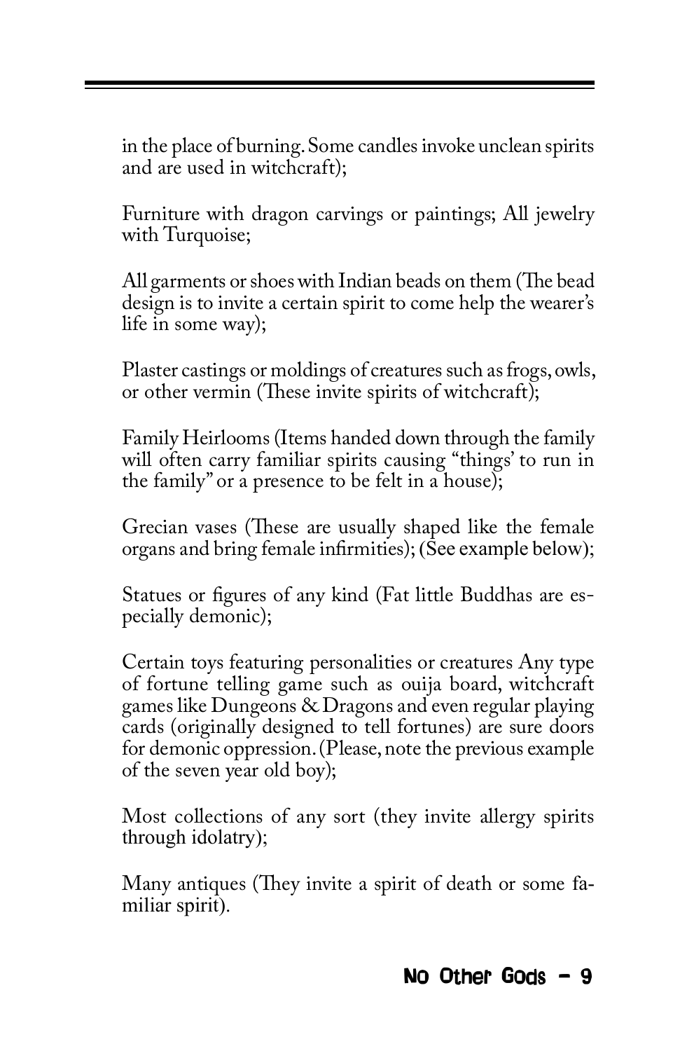in the place of burning. Some candles invoke unclean spirits and are used in witchcraft);

Furniture with dragon carvings or paintings; All jewelry with Turquoise;

All garments or shoes with Indian beads on them (The bead design is to invite a certain spirit to come help the wearer's life in some way);

Plaster castings or moldings of creatures such as frogs, owls, or other vermin (These invite spirits of witchcraft);

Family Heirlooms (Items handed down through the family will often carry familiar spirits causing "things' to run in the family" or a presence to be felt in a house);

Grecian vases (These are usually shaped like the female organs and bring female infirmities); (See example below);

Statues or figures of any kind (Fat little Buddhas are especially demonic);

Certain toys featuring personalities or creatures Any type of fortune telling game such as ouija board, witchcraft games like Dungeons & Dragons and even regular playing cards (originally designed to tell fortunes) are sure doors for demonic oppression. (Please, note the previous example of the seven year old boy);

Most collections of any sort (they invite allergy spirits through idolatry);

Many antiques (They invite a spirit of death or some familiar spirit).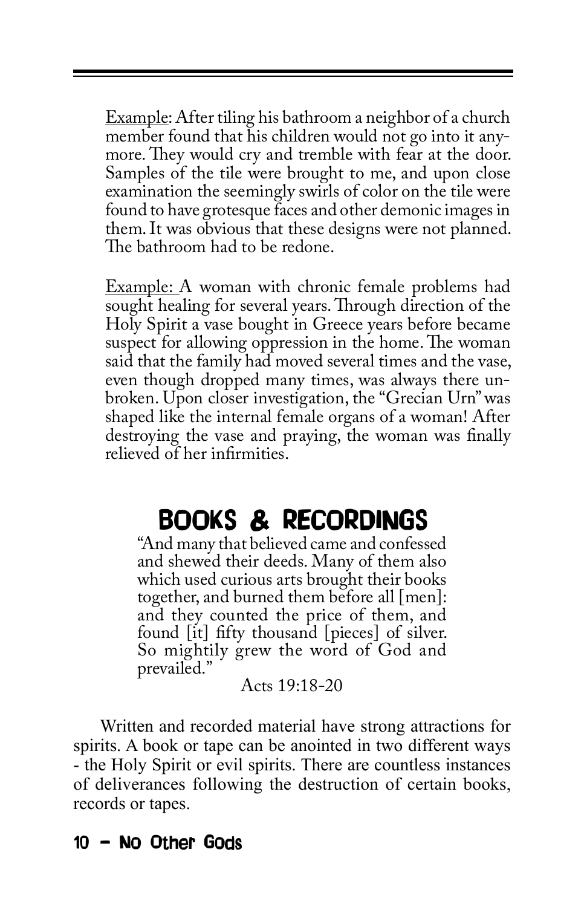Example: After tiling his bathroom a neighbor of a church member found that his children would not go into it anymore. They would cry and tremble with fear at the door. Samples of the tile were brought to me, and upon close examination the seemingly swirls of color on the tile were found to have grotesque faces and other demonic images in them. It was obvious that these designs were not planned. The bathroom had to be redone.

Example: A woman with chronic female problems had sought healing for several years. Through direction of the Holy Spirit a vase bought in Greece years before became suspect for allowing oppression in the home. The woman said that the family had moved several times and the vase, even though dropped many times, was always there unbroken. Upon closer investigation, the "Grecian Urn" was shaped like the internal female organs of a woman! After destroying the vase and praying, the woman was finally relieved of her infirmities.

## BOOKS & RECORDINGS

"And many that believed came and confessed and shewed their deeds. Many of them also which used curious arts brought their books together, and burned them before all [men]: and they counted the price of them, and found [it] fifty thousand [pieces] of silver. So mightily grew the word of God and prevailed."

Acts 19:18-20

Written and recorded material have strong attractions for spirits. A book or tape can be anointed in two different ways - the Holy Spirit or evil spirits. There are countless instances of deliverances following the destruction of certain books, records or tapes.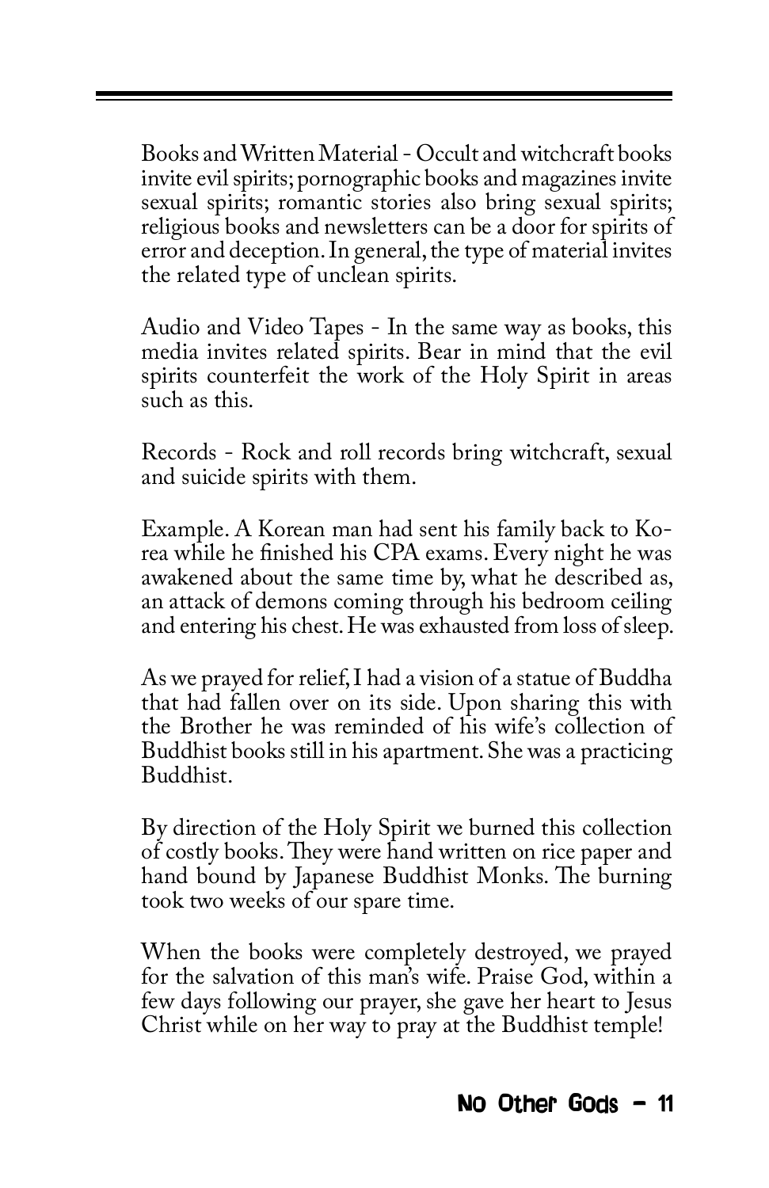Books and Written Material - Occult and witchcraft books invite evil spirits; pornographic books and magazines invite sexual spirits; romantic stories also bring sexual spirits; religious books and newsletters can be a door for spirits of error and deception. In general, the type of material invites the related type of unclean spirits.

Audio and Video Tapes - In the same way as books, this media invites related spirits. Bear in mind that the evil spirits counterfeit the work of the Holy Spirit in areas such as this.

Records - Rock and roll records bring witchcraft, sexual and suicide spirits with them.

Example. A Korean man had sent his family back to Korea while he finished his CPA exams. Every night he was awakened about the same time by, what he described as, an attack of demons coming through his bedroom ceiling and entering his chest. He was exhausted from loss of sleep.

As we prayed for relief, I had a vision of a statue of Buddha that had fallen over on its side. Upon sharing this with the Brother he was reminded of his wife's collection of Buddhist books still in his apartment. She was a practicing Buddhist.

By direction of the Holy Spirit we burned this collection of costly books. They were hand written on rice paper and hand bound by Japanese Buddhist Monks. The burning took two weeks of our spare time.

When the books were completely destroyed, we prayed for the salvation of this man's wife. Praise God, within a few days following our prayer, she gave her heart to Jesus Christ while on her way to pray at the Buddhist temple!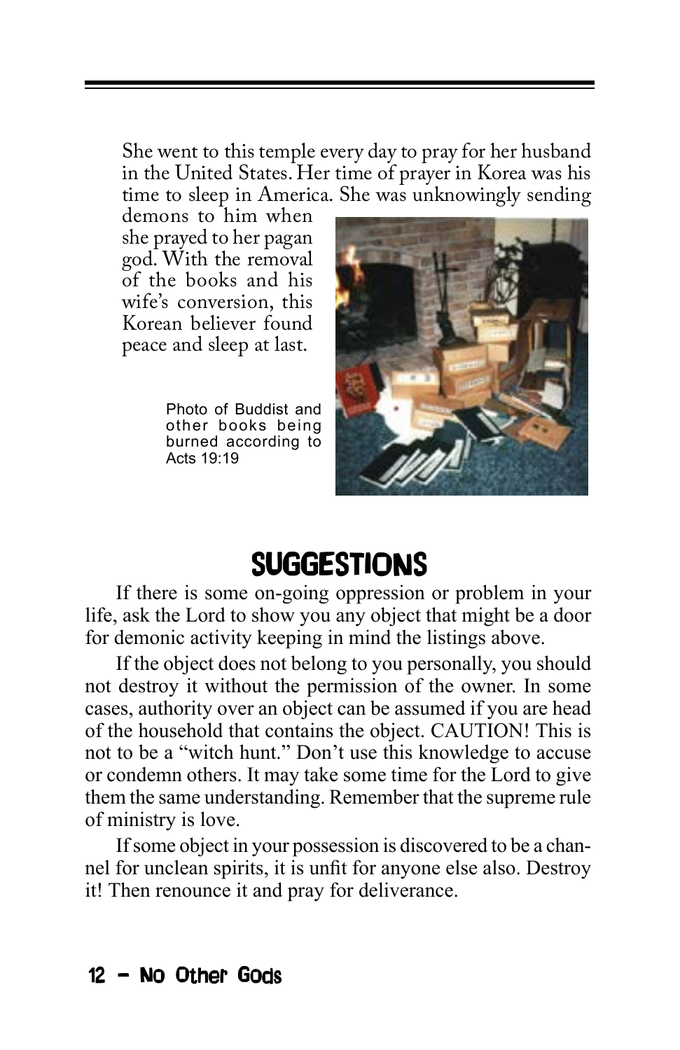She went to this temple every day to pray for her husband in the United States. Her time of prayer in Korea was his time to sleep in America. She was unknowingly sending demons to him when she prayed to her pagan god. With the removal of the books and his wife's conversion, this Korean believer found peace and sleep at last.

Photo of Buddist and other books being burned according to Acts 19:19

## SUGGESTIONS

If there is some on-going oppression or problem in your life, ask the Lord to show you any object that might be a door for demonic activity keeping in mind the listings above.

If the object does not belong to you personally, you should not destroy it without the permission of the owner. In some cases, authority over an object can be assumed if you are head of the household that contains the object. CAUTION! This is not to be a "witch hunt." Don't use this knowledge to accuse or condemn others. It may take some time for the Lord to give them the same understanding. Remember that the supreme rule of ministry is love.

If some object in your possession is discovered to be a channel for unclean spirits, it is unfit for anyone else also. Destroy it! Then renounce it and pray for deliverance.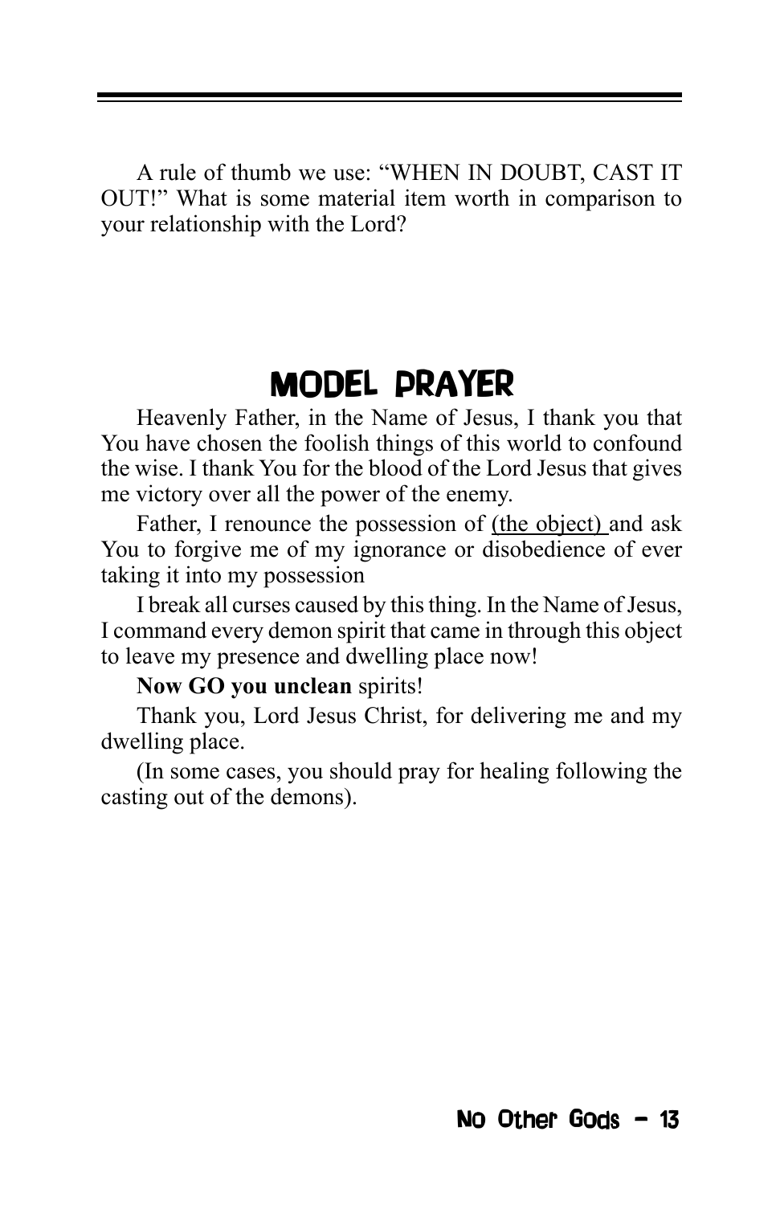A rule of thumb we use: “WHEN IN DOUBT, CAST IT OUT!” What is some material item worth in comparison to your relationship with the Lord?

## MODEL PRAYER

Heavenly Father, in the Name of Jesus, I thank you that You have chosen the foolish things of this world to confound the wise. I thank You for the blood of the Lord Jesus that gives me victory over all the power of the enemy.

Father, I renounce the possession of <u>(the object)</u> and ask You to forgive me of my ignorance or disobedience of ever taking it into my possession

I break all curses caused by this thing. In the Name of Jesus, I command every demon spirit that came in through this object to leave my presence and dwelling place now!

**Now GO you unclean** spirits!

Thank you, Lord Jesus Christ, for delivering me and my dwelling place.

(In some cases, you should pray for healing following the casting out of the demons).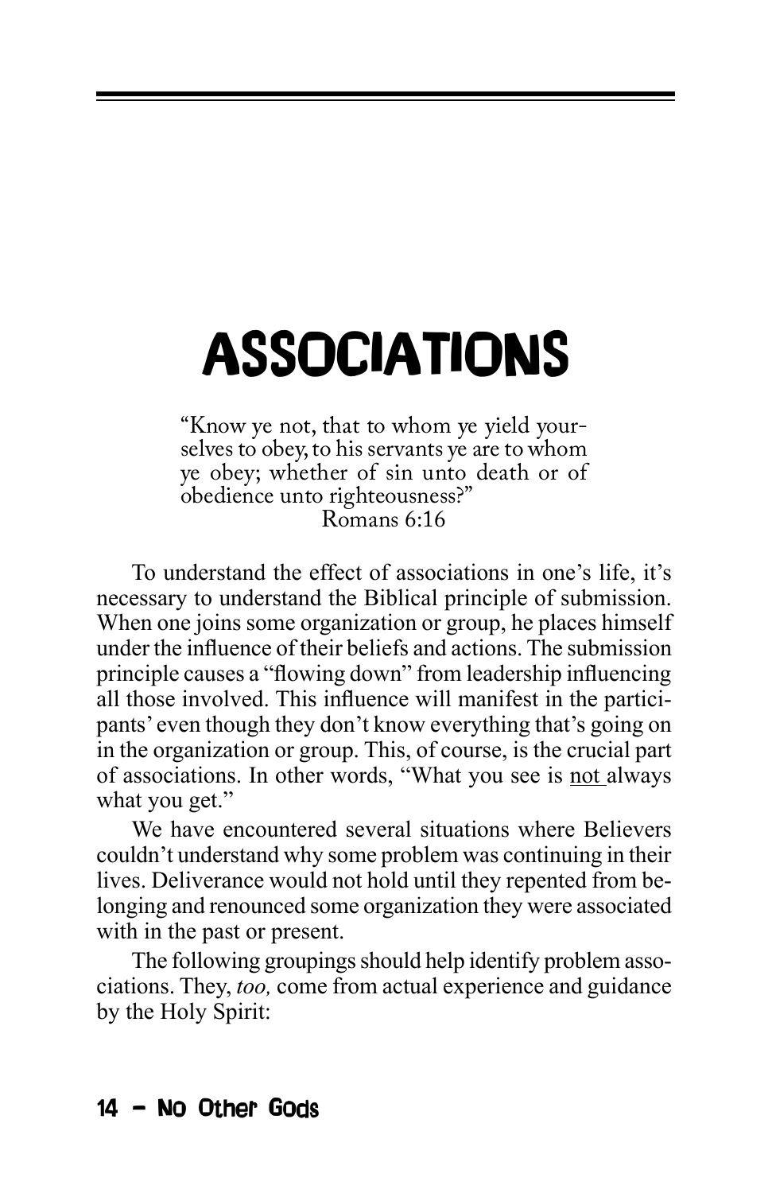# ASSOCIATIONS

> "Know ye not, that to whom ye yield yourselves to obey, to his servants ye are to whom ye obey; whether of sin unto death or of obedience unto righteousness?"
>
> Romans 6:16

To understand the effect of associations in one's life, it's necessary to understand the Biblical principle of submission. When one joins some organization or group, he places himself under the influence of their beliefs and actions. The submission principle causes a "flowing down" from leadership influencing all those involved. This influence will manifest in the participants' even though they don't know everything that's going on in the organization or group. This, of course, is the crucial part of associations. In other words, "What you see is <u>not</u> always what you get."

We have encountered several situations where Believers couldn't understand why some problem was continuing in their lives. Deliverance would not hold until they repented from belonging and renounced some organization they were associated with in the past or present.

The following groupings should help identify problem associations. They, *too,* come from actual experience and guidance by the Holy Spirit: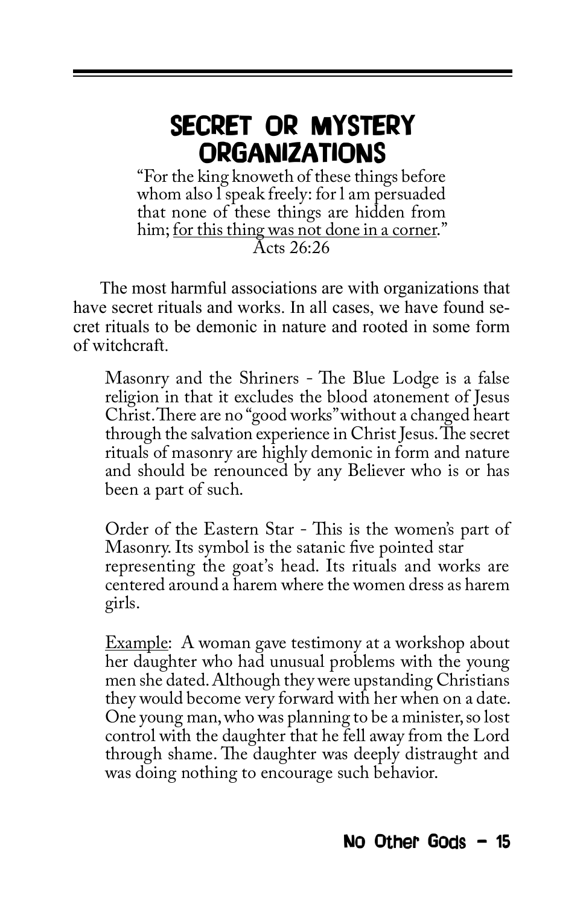## SECRET OR MYSTERY ORGANIZATIONS

"For the king knoweth of these things before whom also I speak freely: for I am persuaded that none of these things are hidden from him; <u>for this thing was not done in a corner</u>."
Acts 26:26

The most harmful associations are with organizations that have secret rituals and works. In all cases, we have found secret rituals to be demonic in nature and rooted in some form of witchcraft.

Masonry and the Shriners - The Blue Lodge is a false religion in that it excludes the blood atonement of Jesus Christ. There are no "good works" without a changed heart through the salvation experience in Christ Jesus. The secret rituals of masonry are highly demonic in form and nature and should be renounced by any Believer who is or has been a part of such.

Order of the Eastern Star - This is the women's part of Masonry. Its symbol is the satanic five pointed star representing the goat's head. Its rituals and works are centered around a harem where the women dress as harem girls.

<u>Example</u>: A woman gave testimony at a workshop about her daughter who had unusual problems with the young men she dated. Although they were upstanding Christians they would become very forward with her when on a date. One young man, who was planning to be a minister, so lost control with the daughter that he fell away from the Lord through shame. The daughter was deeply distraught and was doing nothing to encourage such behavior.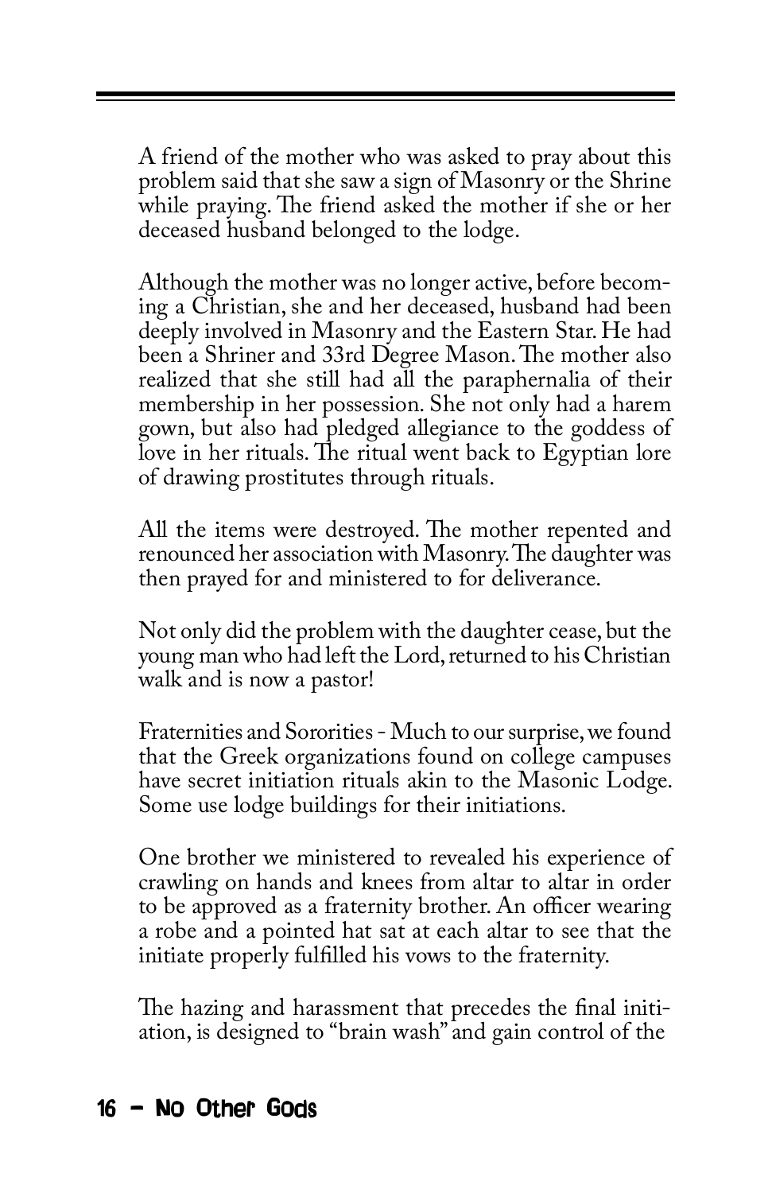A friend of the mother who was asked to pray about this problem said that she saw a sign of Masonry or the Shrine while praying. The friend asked the mother if she or her deceased husband belonged to the lodge.

Although the mother was no longer active, before becoming a Christian, she and her deceased, husband had been deeply involved in Masonry and the Eastern Star. He had been a Shriner and 33rd Degree Mason. The mother also realized that she still had all the paraphernalia of their membership in her possession. She not only had a harem gown, but also had pledged allegiance to the goddess of love in her rituals. The ritual went back to Egyptian lore of drawing prostitutes through rituals.

All the items were destroyed. The mother repented and renounced her association with Masonry. The daughter was then prayed for and ministered to for deliverance.

Not only did the problem with the daughter cease, but the young man who had left the Lord, returned to his Christian walk and is now a pastor!

Fraternities and Sororities - Much to our surprise, we found that the Greek organizations found on college campuses have secret initiation rituals akin to the Masonic Lodge. Some use lodge buildings for their initiations.

One brother we ministered to revealed his experience of crawling on hands and knees from altar to altar in order to be approved as a fraternity brother. An officer wearing a robe and a pointed hat sat at each altar to see that the initiate properly fulfilled his vows to the fraternity.

The hazing and harassment that precedes the final initiation, is designed to "brain wash" and gain control of the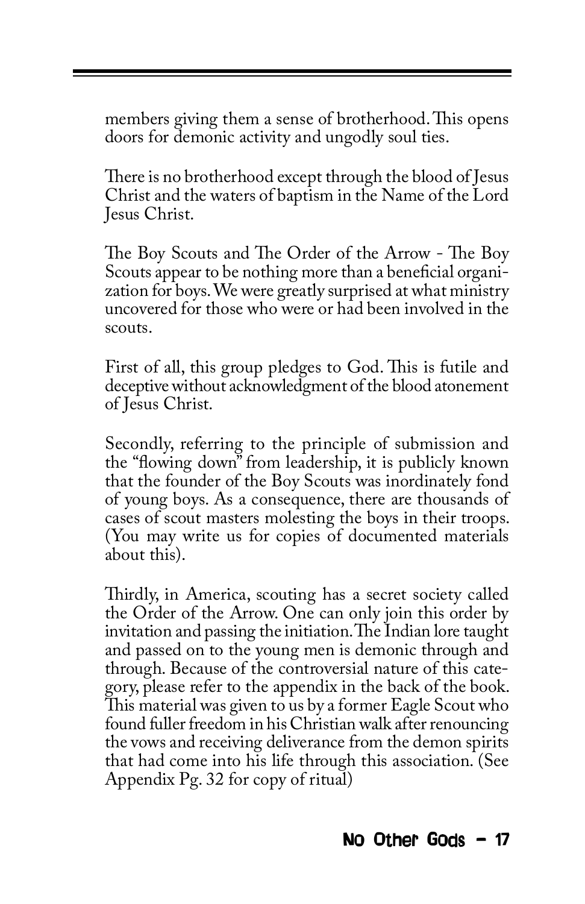members giving them a sense of brotherhood. This opens doors for demonic activity and ungodly soul ties.

There is no brotherhood except through the blood of Jesus Christ and the waters of baptism in the Name of the Lord Jesus Christ.

The Boy Scouts and The Order of the Arrow - The Boy Scouts appear to be nothing more than a beneficial organization for boys. We were greatly surprised at what ministry uncovered for those who were or had been involved in the scouts.

First of all, this group pledges to God. This is futile and deceptive without acknowledgment of the blood atonement of Jesus Christ.

Secondly, referring to the principle of submission and the "flowing down" from leadership, it is publicly known that the founder of the Boy Scouts was inordinately fond of young boys. As a consequence, there are thousands of cases of scout masters molesting the boys in their troops. (You may write us for copies of documented materials about this).

Thirdly, in America, scouting has a secret society called the Order of the Arrow. One can only join this order by invitation and passing the initiation. The Indian lore taught and passed on to the young men is demonic through and through. Because of the controversial nature of this category, please refer to the appendix in the back of the book. This material was given to us by a former Eagle Scout who found fuller freedom in his Christian walk after renouncing the vows and receiving deliverance from the demon spirits that had come into his life through this association. (See Appendix Pg. 32 for copy of ritual)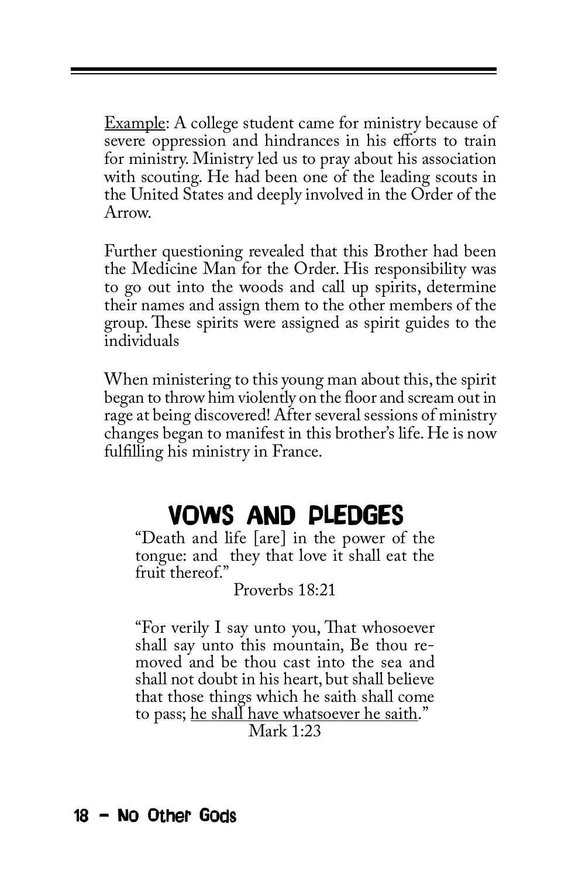<u>Example</u>: A college student came for ministry because of severe oppression and hindrances in his efforts to train for ministry. Ministry led us to pray about his association with scouting. He had been one of the leading scouts in the United States and deeply involved in the Order of the Arrow.

Further questioning revealed that this Brother had been the Medicine Man for the Order. His responsibility was to go out into the woods and call up spirits, determine their names and assign them to the other members of the group. These spirits were assigned as spirit guides to the individuals

When ministering to this young man about this, the spirit began to throw him violently on the floor and scream out in rage at being discovered! After several sessions of ministry changes began to manifest in this brother's life. He is now fulfilling his ministry in France.

## VOWS AND PLEDGES

> "Death and life [are] in the power of the tongue: and they that love it shall eat the fruit thereof."
>
> Proverbs 18:21

> "For verily I say unto you, That whosoever shall say unto this mountain, Be thou removed and be thou cast into the sea and shall not doubt in his heart, but shall believe that those things which he saith shall come to pass; <u>he shall have whatsoever he saith</u>."
>
> Mark 1:23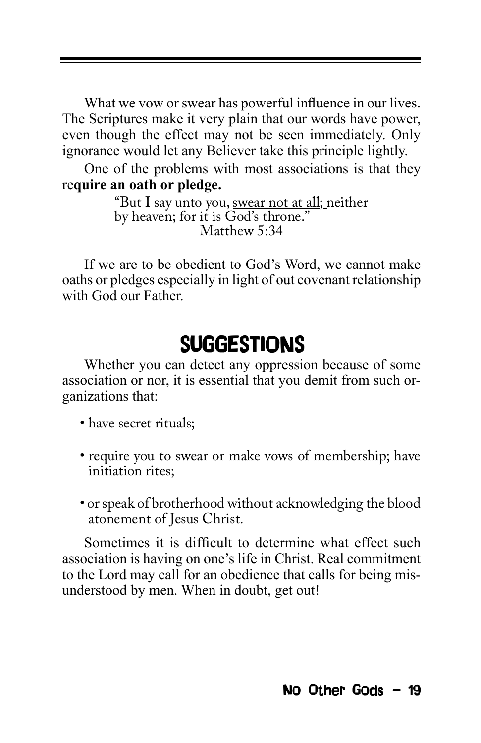What we vow or swear has powerful influence in our lives. The Scriptures make it very plain that our words have power, even though the effect may not be seen immediately. Only ignorance would let any Believer take this principle lightly.

One of the problems with most associations is that they re**quire an oath or pledge.**

> "But I say unto you, <u>swear not at all;</u> neither by heaven; for it is God's throne."
> Matthew 5:34

If we are to be obedient to God's Word, we cannot make oaths or pledges especially in light of out covenant relationship with God our Father.

## SUGGESTIONS

Whether you can detect any oppression because of some association or nor, it is essential that you demit from such organizations that:

- have secret rituals;
- require you to swear or make vows of membership; have initiation rites;
- or speak of brotherhood without acknowledging the blood atonement of Jesus Christ.

Sometimes it is difficult to determine what effect such association is having on one's life in Christ. Real commitment to the Lord may call for an obedience that calls for being misunderstood by men. When in doubt, get out!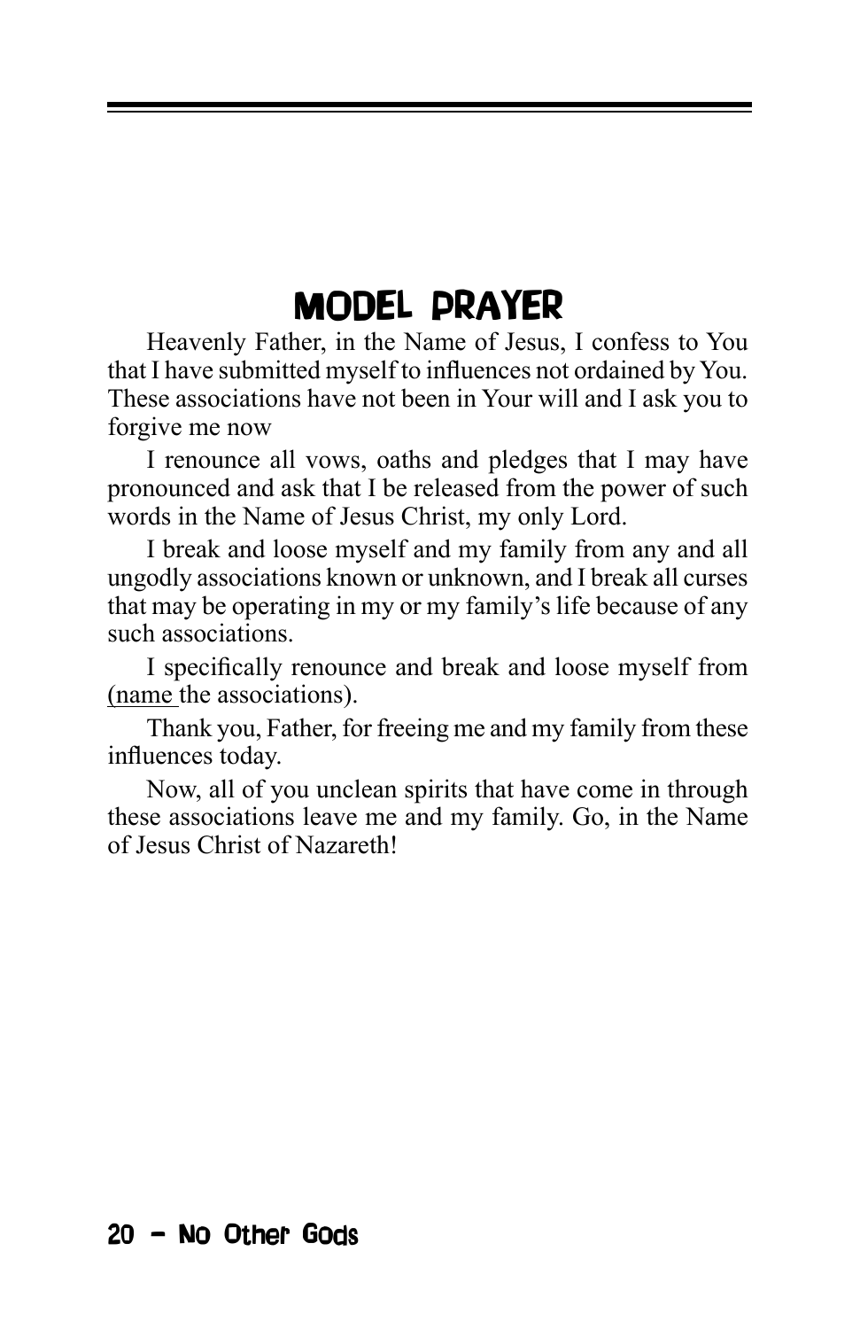# MODEL PRAYER

Heavenly Father, in the Name of Jesus, I confess to You that I have submitted myself to influences not ordained by You. These associations have not been in Your will and I ask you to forgive me now

I renounce all vows, oaths and pledges that I may have pronounced and ask that I be released from the power of such words in the Name of Jesus Christ, my only Lord.

I break and loose myself and my family from any and all ungodly associations known or unknown, and I break all curses that may be operating in my or my family's life because of any such associations.

I specifically renounce and break and loose myself from (name the associations).

Thank you, Father, for freeing me and my family from these influences today.

Now, all of you unclean spirits that have come in through these associations leave me and my family. Go, in the Name of Jesus Christ of Nazareth!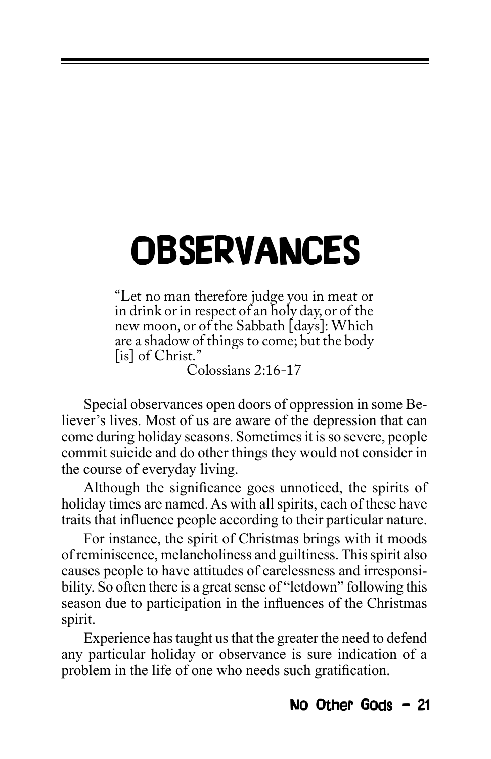# OBSERVANCES

> "Let no man therefore judge you in meat or in drink or in respect of an holy day, or of the new moon, or of the Sabbath [days]: Which are a shadow of things to come; but the body [is] of Christ."
>
> Colossians 2:16-17

Special observances open doors of oppression in some Believer's lives. Most of us are aware of the depression that can come during holiday seasons. Sometimes it is so severe, people commit suicide and do other things they would not consider in the course of everyday living.

Although the significance goes unnoticed, the spirits of holiday times are named. As with all spirits, each of these have traits that influence people according to their particular nature.

For instance, the spirit of Christmas brings with it moods of reminiscence, melancholiness and guiltiness. This spirit also causes people to have attitudes of carelessness and irresponsibility. So often there is a great sense of "letdown" following this season due to participation in the influences of the Christmas spirit.

Experience has taught us that the greater the need to defend any particular holiday or observance is sure indication of a problem in the life of one who needs such gratification.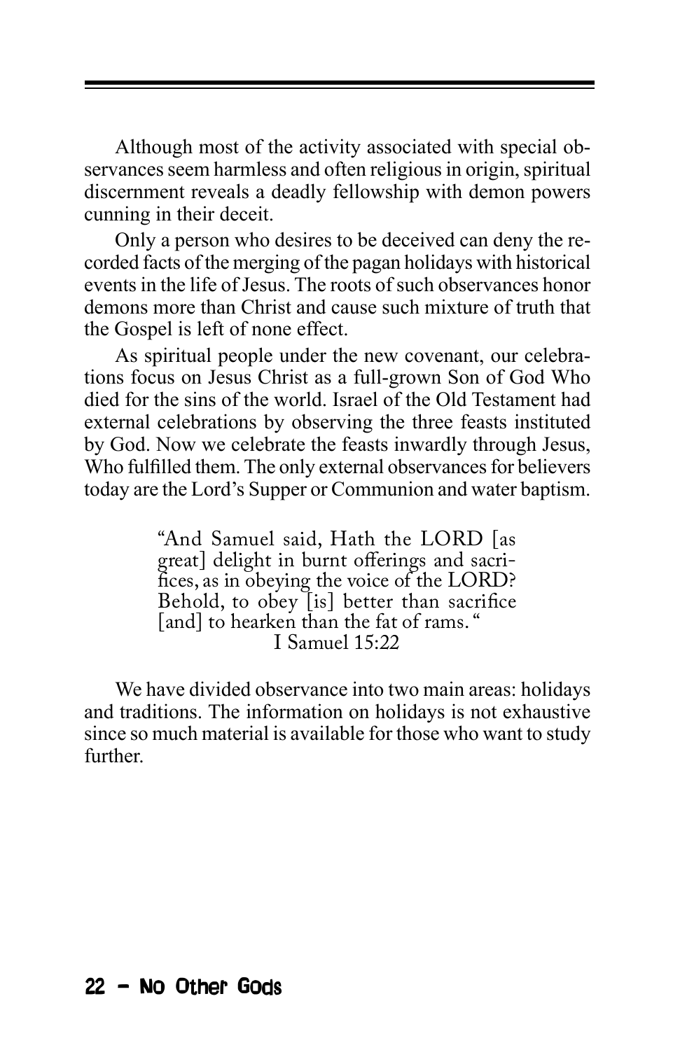Although most of the activity associated with special observances seem harmless and often religious in origin, spiritual discernment reveals a deadly fellowship with demon powers cunning in their deceit.

Only a person who desires to be deceived can deny the recorded facts of the merging of the pagan holidays with historical events in the life of Jesus. The roots of such observances honor demons more than Christ and cause such mixture of truth that the Gospel is left of none effect.

As spiritual people under the new covenant, our celebrations focus on Jesus Christ as a full-grown Son of God Who died for the sins of the world. Israel of the Old Testament had external celebrations by observing the three feasts instituted by God. Now we celebrate the feasts inwardly through Jesus, Who fulfilled them. The only external observances for believers today are the Lord's Supper or Communion and water baptism.

> "And Samuel said, Hath the LORD [as great] delight in burnt offerings and sacrifices, as in obeying the voice of the LORD? Behold, to obey [is] better than sacrifice [and] to hearken than the fat of rams. "
>
> I Samuel 15:22

We have divided observance into two main areas: holidays and traditions. The information on holidays is not exhaustive since so much material is available for those who want to study further.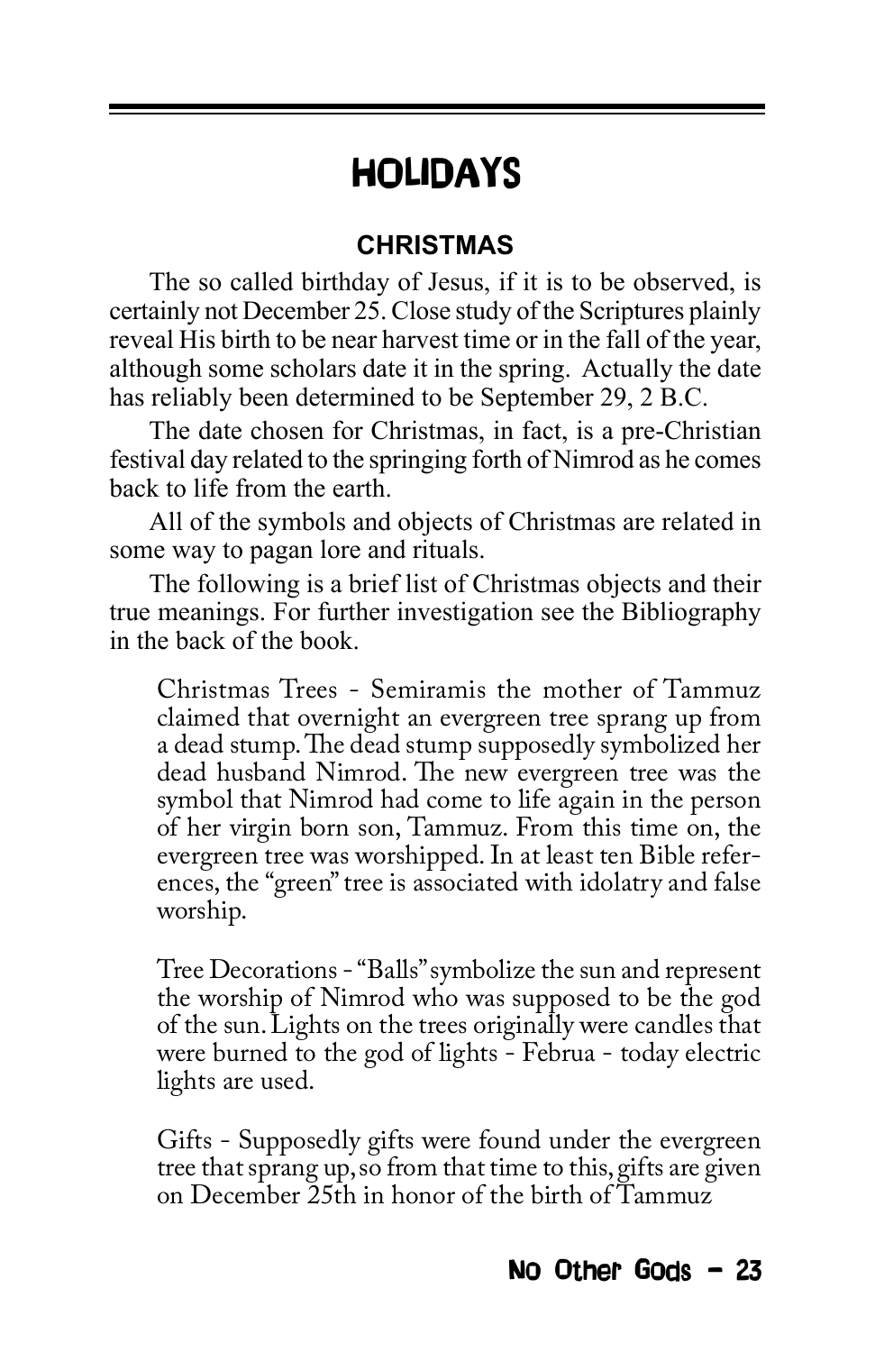# HOLIDAYS

## CHRISTMAS

The so called birthday of Jesus, if it is to be observed, is certainly not December 25. Close study of the Scriptures plainly reveal His birth to be near harvest time or in the fall of the year, although some scholars date it in the spring. Actually the date has reliably been determined to be September 29, 2 B.C.

The date chosen for Christmas, in fact, is a pre-Christian festival day related to the springing forth of Nimrod as he comes back to life from the earth.

All of the symbols and objects of Christmas are related in some way to pagan lore and rituals.

The following is a brief list of Christmas objects and their true meanings. For further investigation see the Bibliography in the back of the book.

Christmas Trees - Semiramis the mother of Tammuz claimed that overnight an evergreen tree sprang up from a dead stump. The dead stump supposedly symbolized her dead husband Nimrod. The new evergreen tree was the symbol that Nimrod had come to life again in the person of her virgin born son, Tammuz. From this time on, the evergreen tree was worshipped. In at least ten Bible references, the "green" tree is associated with idolatry and false worship.

Tree Decorations - "Balls" symbolize the sun and represent the worship of Nimrod who was supposed to be the god of the sun. Lights on the trees originally were candles that were burned to the god of lights - Februa - today electric lights are used.

Gifts - Supposedly gifts were found under the evergreen tree that sprang up, so from that time to this, gifts are given on December 25th in honor of the birth of Tammuz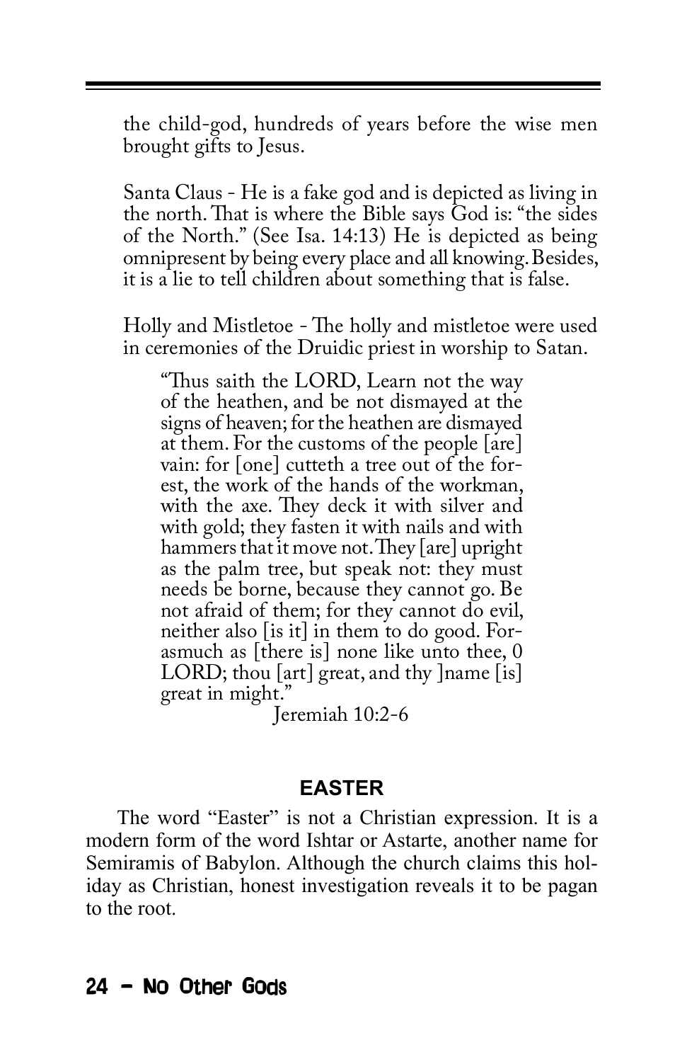the child-god, hundreds of years before the wise men brought gifts to Jesus.

Santa Claus - He is a fake god and is depicted as living in the north. That is where the Bible says God is: "the sides of the North." (See Isa. 14:13) He is depicted as being omnipresent by being every place and all knowing. Besides, it is a lie to tell children about something that is false.

Holly and Mistletoe - The holly and mistletoe were used in ceremonies of the Druidic priest in worship to Satan.

> "Thus saith the LORD, Learn not the way of the heathen, and be not dismayed at the signs of heaven; for the heathen are dismayed at them. For the customs of the people [are] vain: for [one] cutteth a tree out of the forest, the work of the hands of the workman, with the axe. They deck it with silver and with gold; they fasten it with nails and with hammers that it move not. They [are] upright as the palm tree, but speak not: they must needs be borne, because they cannot go. Be not afraid of them; for they cannot do evil, neither also [is it] in them to do good. Forasmuch as [there is] none like unto thee, 0 LORD; thou [art] great, and thy ]name [is] great in might."
>
> Jeremiah 10:2-6

## EASTER

The word "Easter" is not a Christian expression. It is a modern form of the word Ishtar or Astarte, another name for Semiramis of Babylon. Although the church claims this holiday as Christian, honest investigation reveals it to be pagan to the root.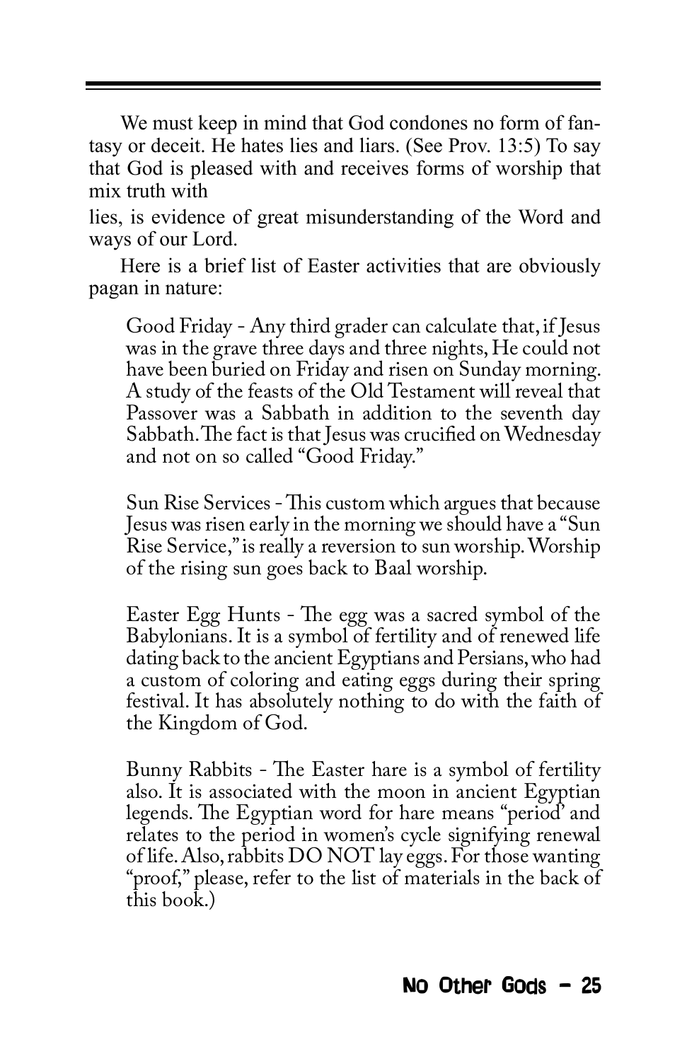We must keep in mind that God condones no form of fantasy or deceit. He hates lies and liars. (See Prov. 13:5) To say that God is pleased with and receives forms of worship that mix truth with

lies, is evidence of great misunderstanding of the Word and ways of our Lord.

Here is a brief list of Easter activities that are obviously pagan in nature:

Good Friday - Any third grader can calculate that, if Jesus was in the grave three days and three nights, He could not have been buried on Friday and risen on Sunday morning. A study of the feasts of the Old Testament will reveal that Passover was a Sabbath in addition to the seventh day Sabbath. The fact is that Jesus was crucified on Wednesday and not on so called "Good Friday."

Sun Rise Services - This custom which argues that because Jesus was risen early in the morning we should have a "Sun Rise Service," is really a reversion to sun worship. Worship of the rising sun goes back to Baal worship.

Easter Egg Hunts - The egg was a sacred symbol of the Babylonians. It is a symbol of fertility and of renewed life dating back to the ancient Egyptians and Persians, who had a custom of coloring and eating eggs during their spring festival. It has absolutely nothing to do with the faith of the Kingdom of God.

Bunny Rabbits - The Easter hare is a symbol of fertility also. It is associated with the moon in ancient Egyptian legends. The Egyptian word for hare means "period" and relates to the period in women's cycle signifying renewal of life. Also, rabbits DO NOT lay eggs. For those wanting "proof," please, refer to the list of materials in the back of this book.)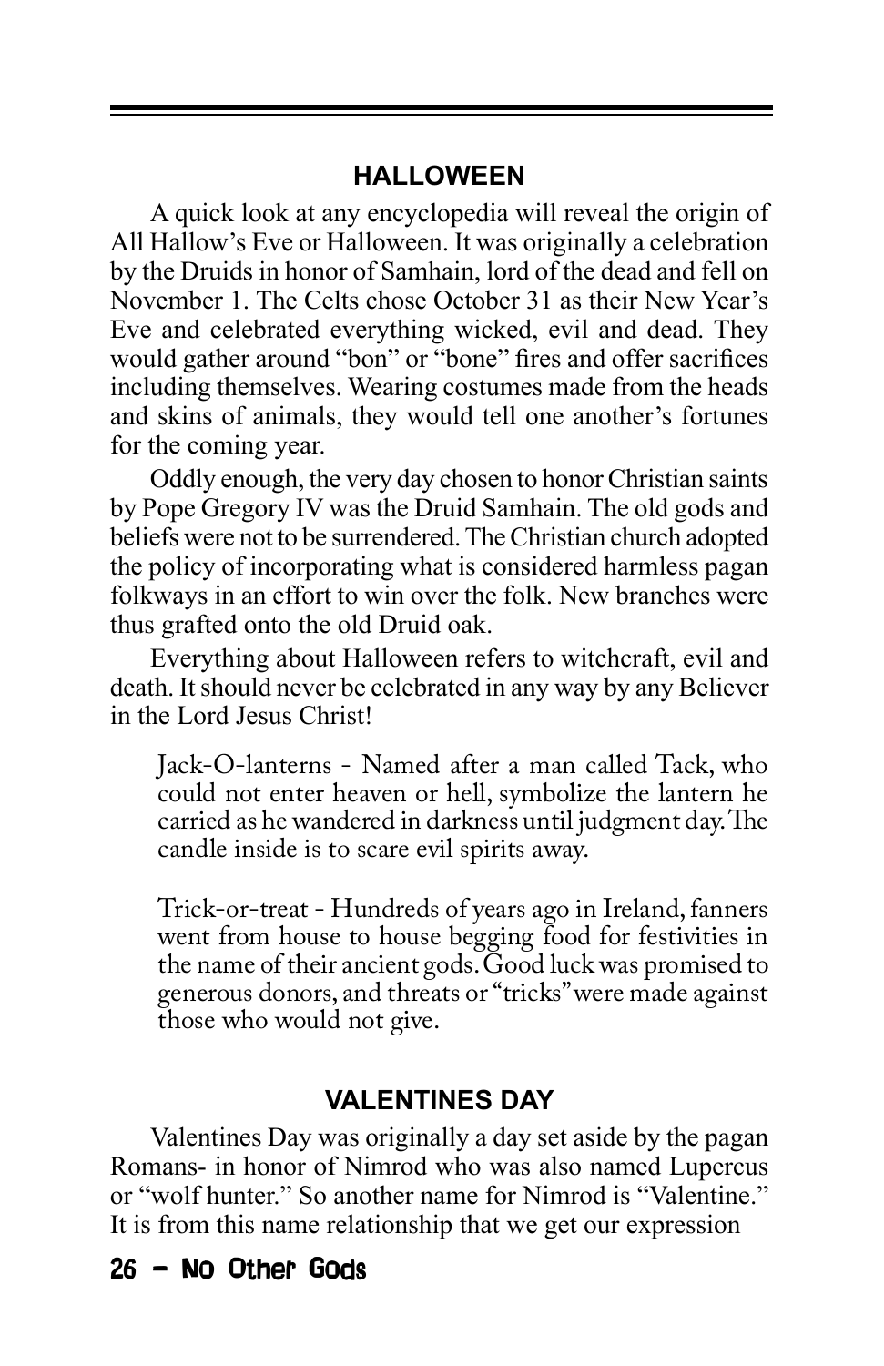## HALLOWEEN

A quick look at any encyclopedia will reveal the origin of All Hallow's Eve or Halloween. It was originally a celebration by the Druids in honor of Samhain, lord of the dead and fell on November 1. The Celts chose October 31 as their New Year's Eve and celebrated everything wicked, evil and dead. They would gather around "bon" or "bone" fires and offer sacrifices including themselves. Wearing costumes made from the heads and skins of animals, they would tell one another's fortunes for the coming year.

Oddly enough, the very day chosen to honor Christian saints by Pope Gregory IV was the Druid Samhain. The old gods and beliefs were not to be surrendered. The Christian church adopted the policy of incorporating what is considered harmless pagan folkways in an effort to win over the folk. New branches were thus grafted onto the old Druid oak.

Everything about Halloween refers to witchcraft, evil and death. It should never be celebrated in any way by any Believer in the Lord Jesus Christ!

> Jack-O-lanterns - Named after a man called Tack, who could not enter heaven or hell, symbolize the lantern he carried as he wandered in darkness until judgment day. The candle inside is to scare evil spirits away.
>
> Trick-or-treat - Hundreds of years ago in Ireland, fanners went from house to house begging food for festivities in the name of their ancient gods. Good luck was promised to generous donors, and threats or "tricks" were made against those who would not give.

## VALENTINES DAY

Valentines Day was originally a day set aside by the pagan Romans- in honor of Nimrod who was also named Lupercus or "wolf hunter." So another name for Nimrod is "Valentine." It is from this name relationship that we get our expression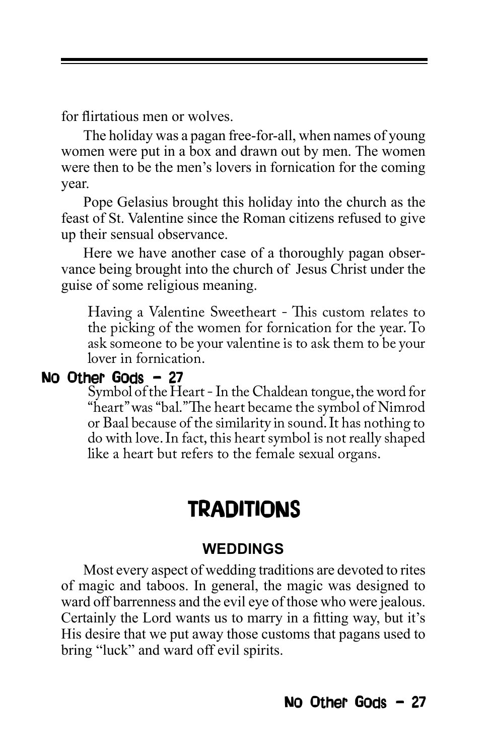for flirtatious men or wolves.

The holiday was a pagan free-for-all, when names of young women were put in a box and drawn out by men. The women were then to be the men's lovers in fornication for the coming year.

Pope Gelasius brought this holiday into the church as the feast of St. Valentine since the Roman citizens refused to give up their sensual observance.

Here we have another case of a thoroughly pagan observance being brought into the church of Jesus Christ under the guise of some religious meaning.

> Having a Valentine Sweetheart - This custom relates to the picking of the women for fornication for the year. To ask someone to be your valentine is to ask them to be your lover in fornication.
>
> Symbol of the Heart - In the Chaldean tongue, the word for "heart" was "bal." The heart became the symbol of Nimrod or Baal because of the similarity in sound. It has nothing to do with love. In fact, this heart symbol is not really shaped like a heart but refers to the female sexual organs.

# TRADITIONS

## WEDDINGS

Most every aspect of wedding traditions are devoted to rites of magic and taboos. In general, the magic was designed to ward off barrenness and the evil eye of those who were jealous. Certainly the Lord wants us to marry in a fitting way, but it's His desire that we put away those customs that pagans used to bring "luck" and ward off evil spirits.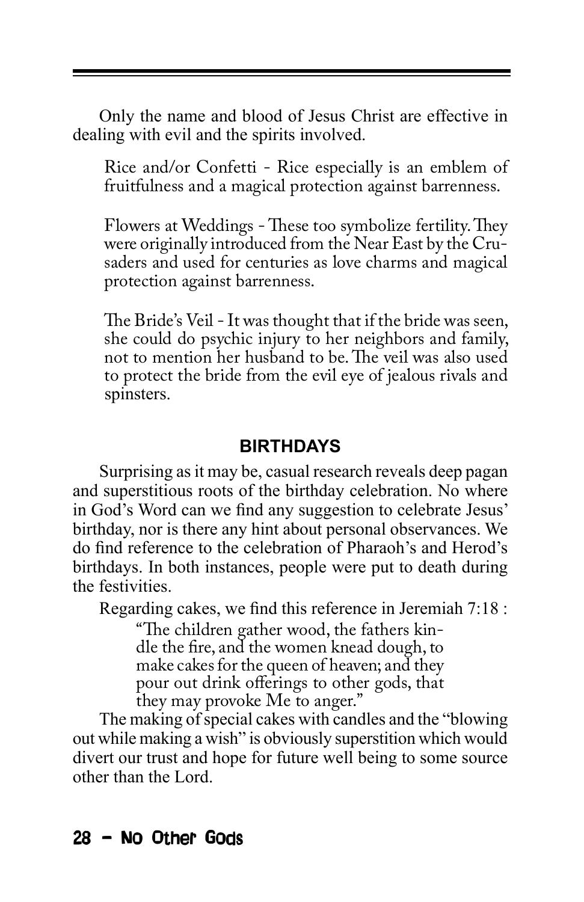Only the name and blood of Jesus Christ are effective in dealing with evil and the spirits involved.

> Rice and/or Confetti - Rice especially is an emblem of fruitfulness and a magical protection against barrenness.
>
> Flowers at Weddings - These too symbolize fertility. They were originally introduced from the Near East by the Crusaders and used for centuries as love charms and magical protection against barrenness.
>
> The Bride's Veil - It was thought that if the bride was seen, she could do psychic injury to her neighbors and family, not to mention her husband to be. The veil was also used to protect the bride from the evil eye of jealous rivals and spinsters.

## BIRTHDAYS

Surprising as it may be, casual research reveals deep pagan and superstitious roots of the birthday celebration. No where in God's Word can we find any suggestion to celebrate Jesus' birthday, nor is there any hint about personal observances. We do find reference to the celebration of Pharaoh's and Herod's birthdays. In both instances, people were put to death during the festivities.

Regarding cakes, we find this reference in Jeremiah 7:18 :

> "The children gather wood, the fathers kindle the fire, and the women knead dough, to make cakes for the queen of heaven; and they pour out drink offerings to other gods, that they may provoke Me to anger."

The making of special cakes with candles and the "blowing out while making a wish" is obviously superstition which would divert our trust and hope for future well being to some source other than the Lord.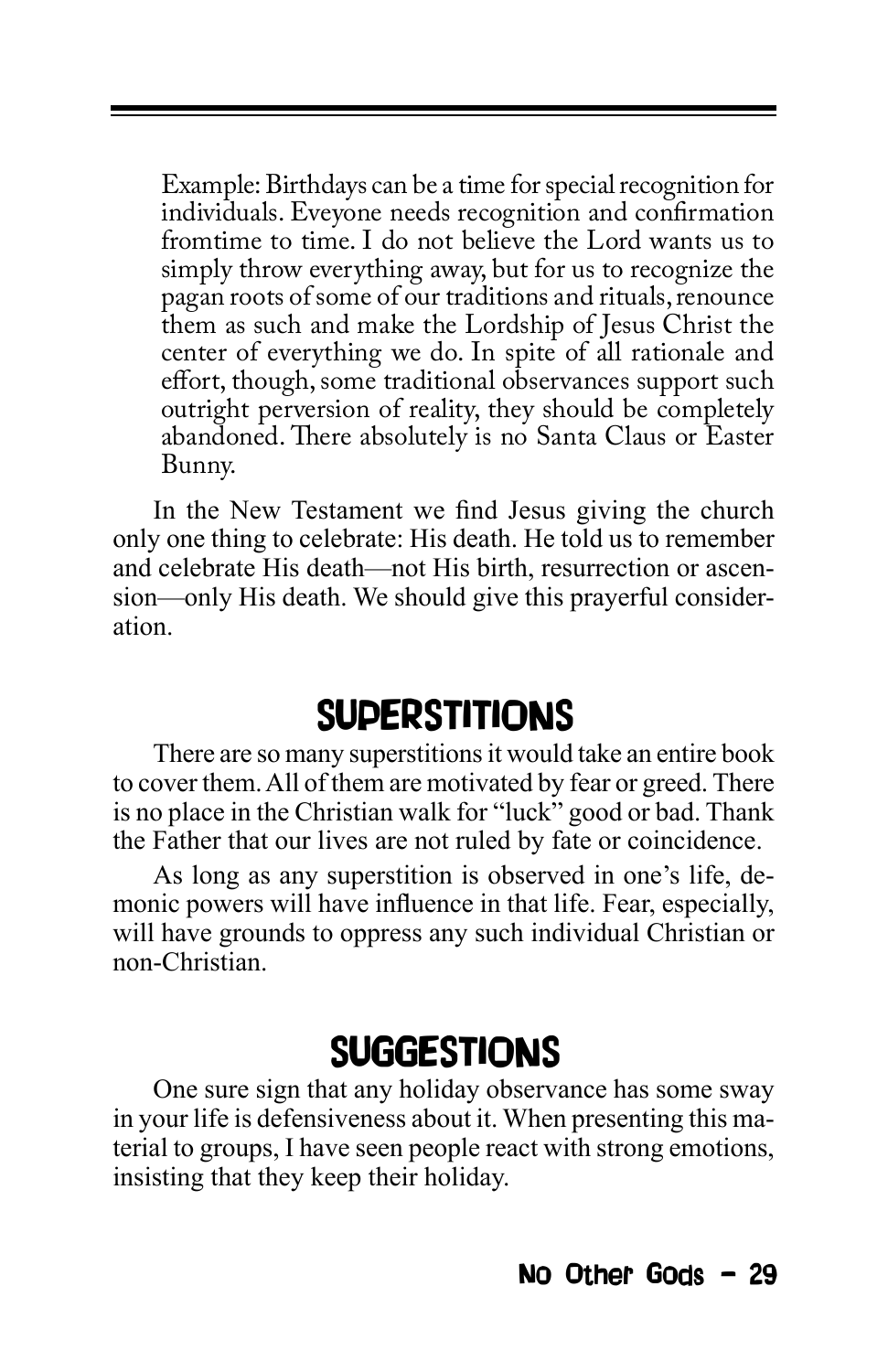Example: Birthdays can be a time for special recognition for individuals. Eveyone needs recognition and confirmation fromtime to time. I do not believe the Lord wants us to simply throw everything away, but for us to recognize the pagan roots of some of our traditions and rituals, renounce them as such and make the Lordship of Jesus Christ the center of everything we do. In spite of all rationale and effort, though, some traditional observances support such outright perversion of reality, they should be completely abandoned. There absolutely is no Santa Claus or Easter Bunny.

In the New Testament we find Jesus giving the church only one thing to celebrate: His death. He told us to remember and celebrate His death—not His birth, resurrection or ascension—only His death. We should give this prayerful consideration.

## SUPERSTITIONS

There are so many superstitions it would take an entire book to cover them. All of them are motivated by fear or greed. There is no place in the Christian walk for "luck" good or bad. Thank the Father that our lives are not ruled by fate or coincidence.

As long as any superstition is observed in one's life, demonic powers will have influence in that life. Fear, especially, will have grounds to oppress any such individual Christian or non-Christian.

## SUGGESTIONS

One sure sign that any holiday observance has some sway in your life is defensiveness about it. When presenting this material to groups, I have seen people react with strong emotions, insisting that they keep their holiday.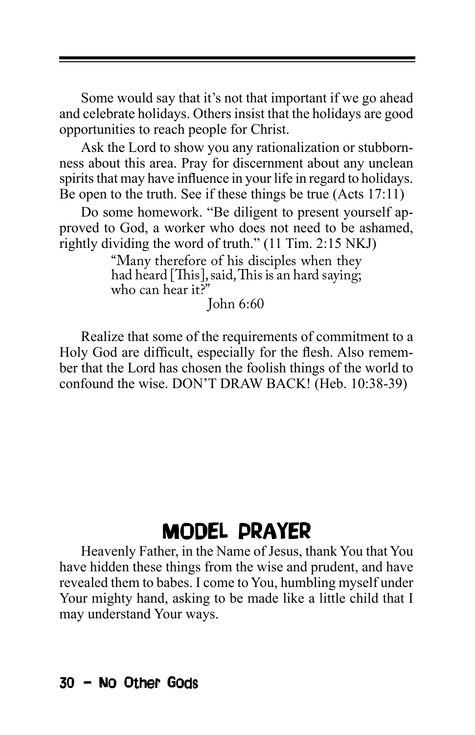Some would say that it's not that important if we go ahead and celebrate holidays. Others insist that the holidays are good opportunities to reach people for Christ.

Ask the Lord to show you any rationalization or stubbornness about this area. Pray for discernment about any unclean spirits that may have influence in your life in regard to holidays. Be open to the truth. See if these things be true (Acts 17:11)

Do some homework. "Be diligent to present yourself approved to God, a worker who does not need to be ashamed, rightly dividing the word of truth." (11 Tim. 2:15 NKJ)

> "Many therefore of his disciples when they had heard [This], said, This is an hard saying; who can hear it?"
>
> John 6:60

Realize that some of the requirements of commitment to a Holy God are difficult, especially for the flesh. Also remember that the Lord has chosen the foolish things of the world to confound the wise. DON'T DRAW BACK! (Heb. 10:38-39)

## MODEL PRAYER

Heavenly Father, in the Name of Jesus, thank You that You have hidden these things from the wise and prudent, and have revealed them to babes. I come to You, humbling myself under Your mighty hand, asking to be made like a little child that I may understand Your ways.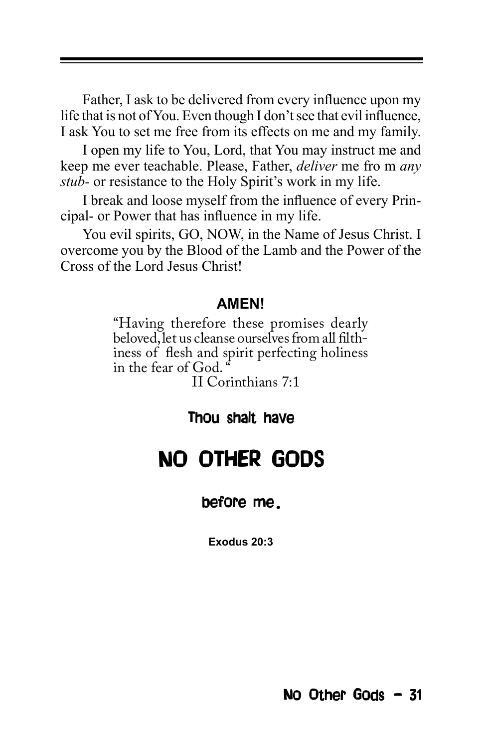Father, I ask to be delivered from every influence upon my life that is not of You. Even though I don't see that evil influence, I ask You to set me free from its effects on me and my family.

I open my life to You, Lord, that You may instruct me and keep me ever teachable. Please, Father, *deliver* me fro m *any stub-* or resistance to the Holy Spirit's work in my life.

I break and loose myself from the influence of every Principal- or Power that has influence in my life.

You evil spirits, GO, NOW, in the Name of Jesus Christ. I overcome you by the Blood of the Lamb and the Power of the Cross of the Lord Jesus Christ!

**AMEN!**

"Having therefore these promises dearly beloved, let us cleanse ourselves from all filthiness of flesh and spirit perfecting holiness in the fear of God. "

II Corinthians 7:1

**Thou shalt have**

# NO OTHER GODS

**before me.**

**Exodus 20:3**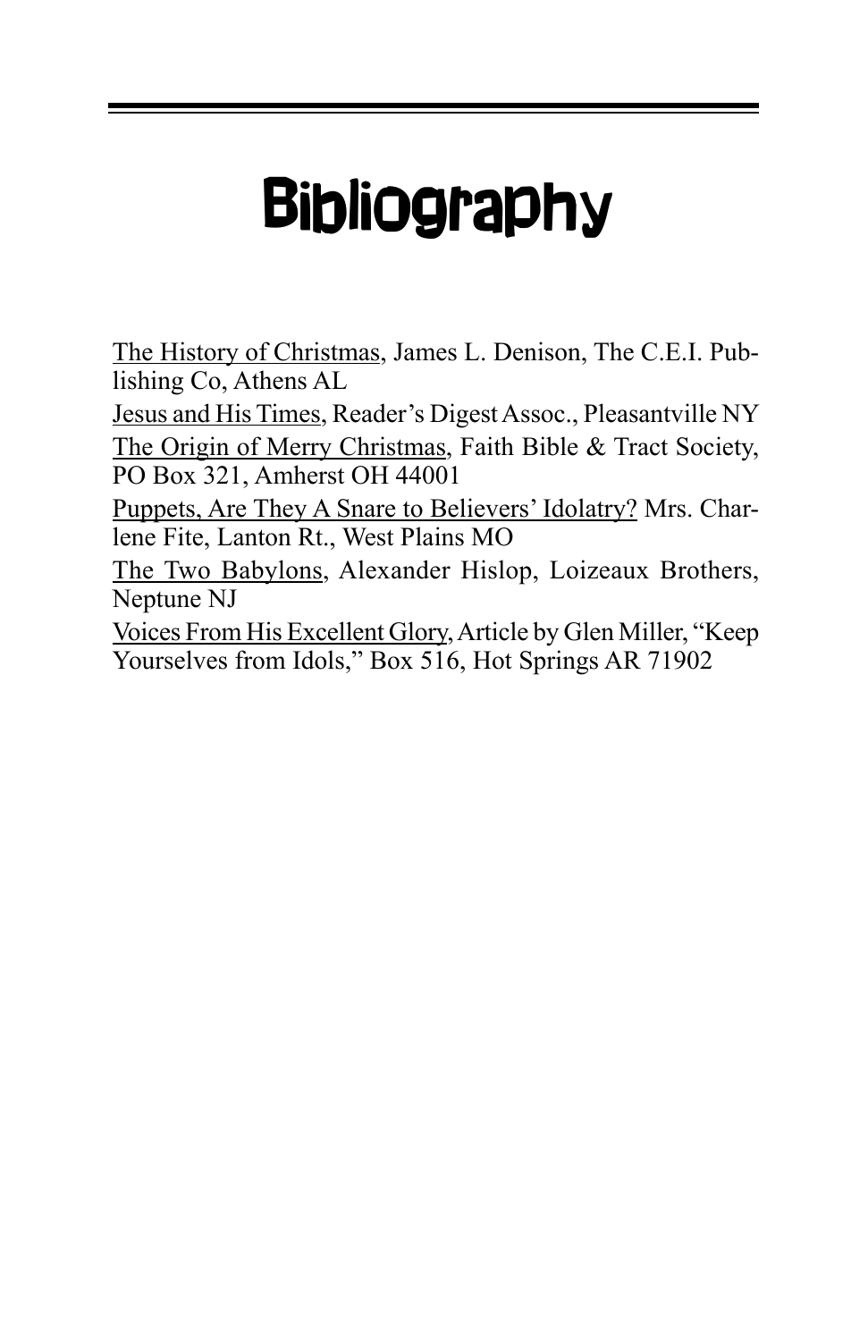# Bibliography

<u>The History of Christmas</u>, James L. Denison, The C.E.I. Publishing Co, Athens AL

<u>Jesus and His Times</u>, Reader's Digest Assoc., Pleasantville NY

<u>The Origin of Merry Christmas</u>, Faith Bible & Tract Society, PO Box 321, Amherst OH 44001

<u>Puppets, Are They A Snare to Believers' Idolatry?</u> Mrs. Charlene Fite, Lanton Rt., West Plains MO

<u>The Two Babylons</u>, Alexander Hislop, Loizeaux Brothers, Neptune NJ

<u>Voices From His Excellent Glory</u>, Article by Glen Miller, "Keep Yourselves from Idols," Box 516, Hot Springs AR 71902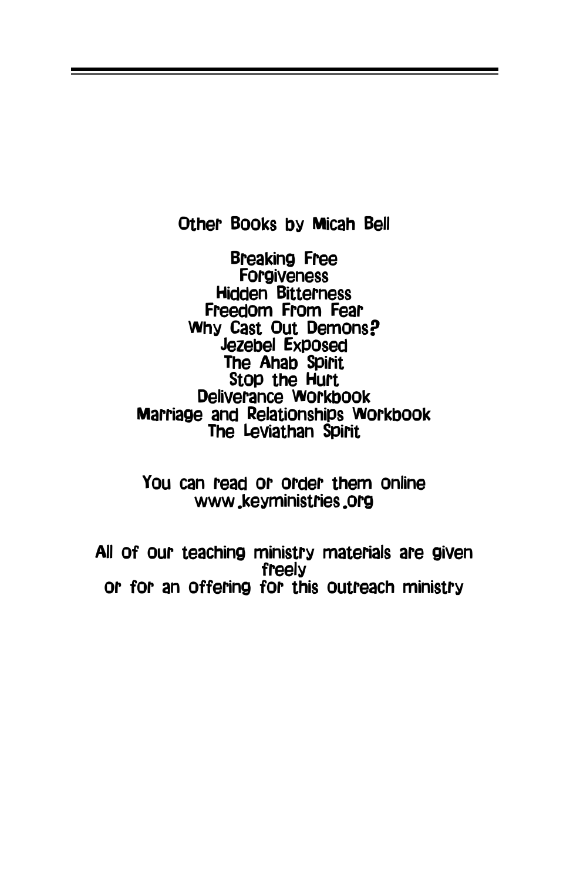Other Books by Micah Bell

Breaking Free
Forgiveness
Hidden Bitterness
Freedom From Fear
Why Cast Out Demons?
Jezebel Exposed
The Ahab Spirit
Stop the Hurt
Deliverance Workbook
Marriage and Relationships Workbook
The Leviathan Spirit

You can read or order them online
www.keyministries.org

All of our teaching ministry materials are given freely
or for an offering for this outreach ministry